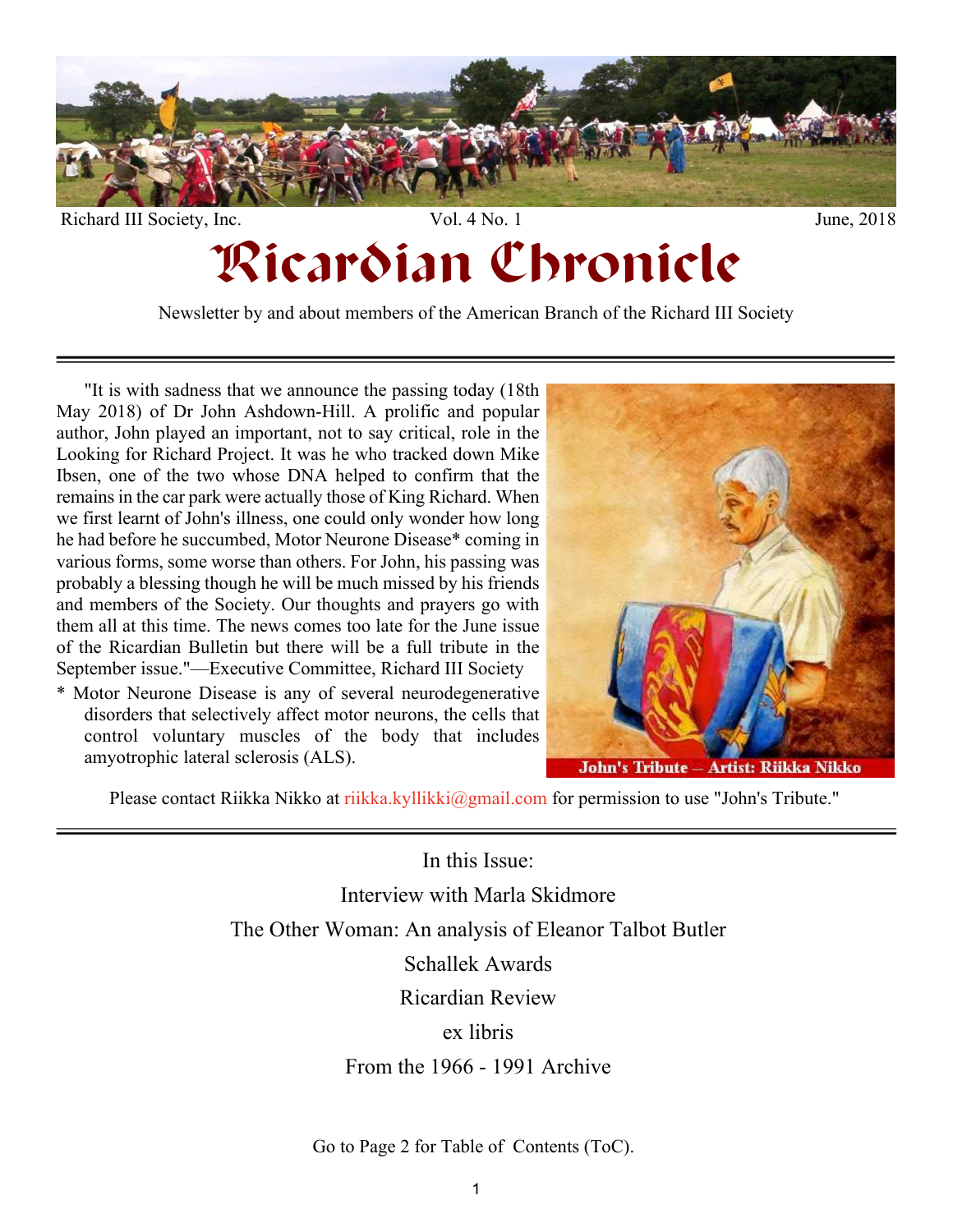Richard III Society, Inc. Vol. 4 No. 1 June, 2018

# Ricardian Chronicle

Newsletter by and about members of the American Branch of the Richard III Society

---

"It is with sadness that we announce the passing today (18th May 2018) of Dr John Ashdown-Hill. A prolific and popular author, John played an important, not to say critical, role in the Looking for Richard Project. It was he who tracked down Mike Ibsen, one of the two whose DNA helped to confirm that the remains in the car park were actually those of King Richard. When we first learnt of John's illness, one could only wonder how long he had before he succumbed, Motor Neurone Disease* coming in various forms, some worse than others. For John, his passing was probably a blessing though he will be much missed by his friends and members of the Society. Our thoughts and prayers go with them all at this time. The news comes too late for the June issue of the Ricardian Bulletin but there will be a full tribute in the September issue."—Executive Committee, Richard III Society

\* Motor Neurone Disease is any of several neurodegenerative disorders that selectively affect motor neurons, the cells that control voluntary muscles of the body that includes amyotrophic lateral sclerosis (ALS).

John's Tribute -- Artist: Riikka Nikko

Please contact Riikka Nikko at riikka.kyllikki@gmail.com for permission to use "John's Tribute."

---

In this Issue:

Interview with Marla Skidmore

The Other Woman: An analysis of Eleanor Talbot Butler

Schallek Awards

Ricardian Review

ex libris

From the 1966 - 1991 Archive

Go to Page 2 for Table of Contents (ToC).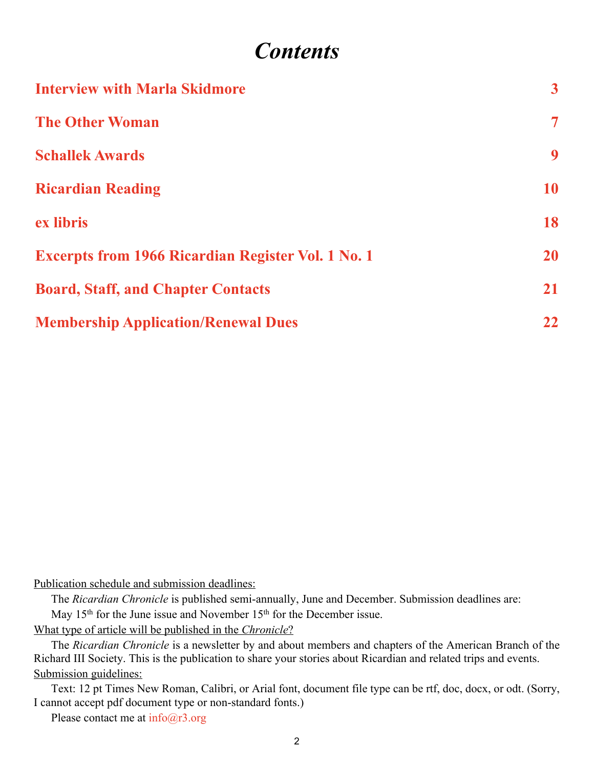# *Contents*

| | |
|---|---|
| **Interview with Marla Skidmore** | **3** |
| **The Other Woman** | **7** |
| **Schallek Awards** | **9** |
| **Ricardian Reading** | **10** |
| **ex libris** | **18** |
| **Excerpts from 1966 Ricardian Register Vol. 1 No. 1** | **20** |
| **Board, Staff, and Chapter Contacts** | **21** |
| **Membership Application/Renewal Dues** | **22** |

Publication schedule and submission deadlines:

The *Ricardian Chronicle* is published semi-annually, June and December. Submission deadlines are: May 15th for the June issue and November 15th for the December issue.

What type of article will be published in the *Chronicle*?

The *Ricardian Chronicle* is a newsletter by and about members and chapters of the American Branch of the Richard III Society. This is the publication to share your stories about Ricardian and related trips and events.

Submission guidelines:

Text: 12 pt Times New Roman, Calibri, or Arial font, document file type can be rtf, doc, docx, or odt. (Sorry, I cannot accept pdf document type or non-standard fonts.)

Please contact me at info@r3.org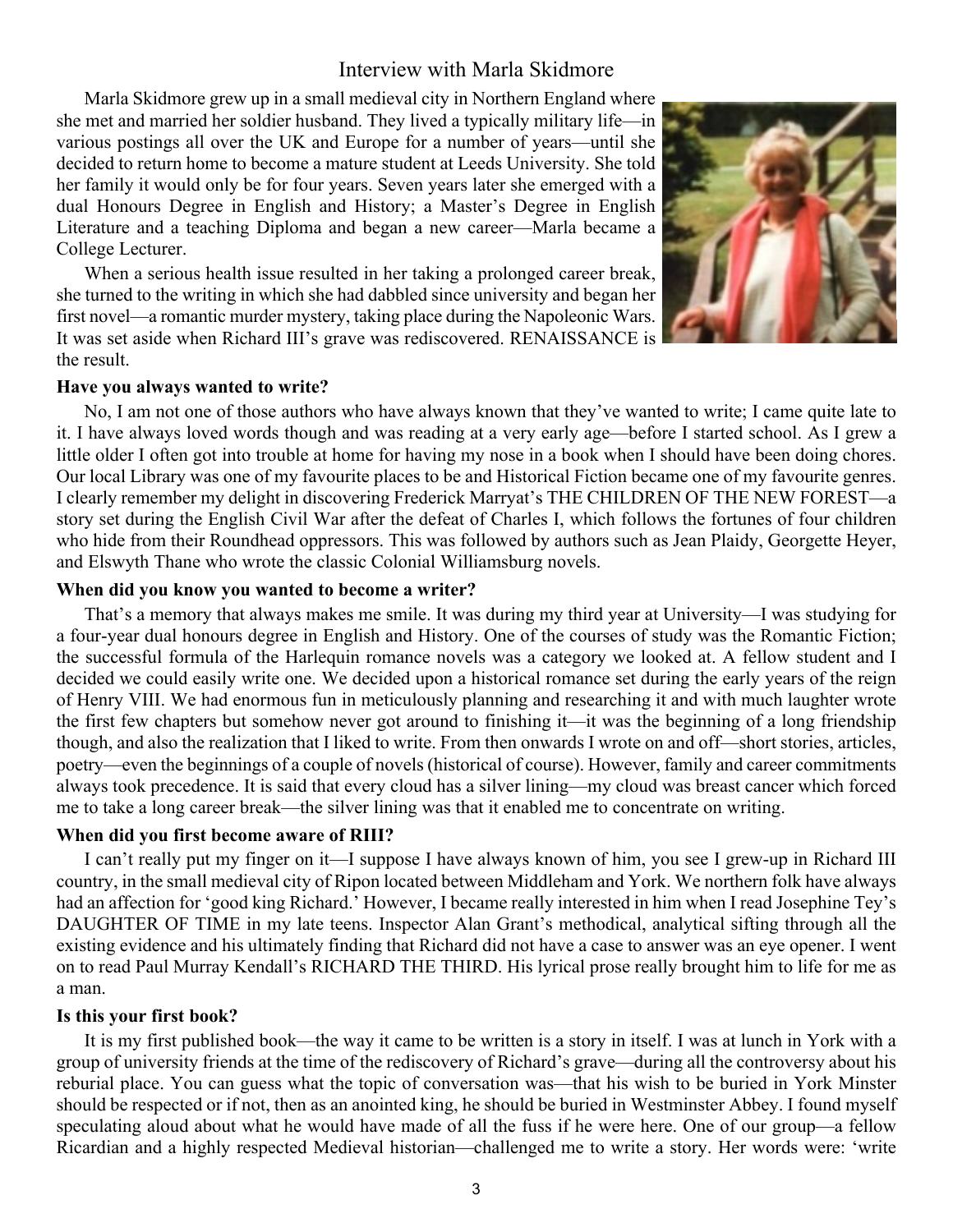## Interview with Marla Skidmore

Marla Skidmore grew up in a small medieval city in Northern England where she met and married her soldier husband. They lived a typically military life—in various postings all over the UK and Europe for a number of years—until she decided to return home to become a mature student at Leeds University. She told her family it would only be for four years. Seven years later she emerged with a dual Honours Degree in English and History; a Master's Degree in English Literature and a teaching Diploma and began a new career—Marla became a College Lecturer.

When a serious health issue resulted in her taking a prolonged career break, she turned to the writing in which she had dabbled since university and began her first novel—a romantic murder mystery, taking place during the Napoleonic Wars. It was set aside when Richard III's grave was rediscovered. RENAISSANCE is the result.

**Have you always wanted to write?**

No, I am not one of those authors who have always known that they've wanted to write; I came quite late to it. I have always loved words though and was reading at a very early age—before I started school. As I grew a little older I often got into trouble at home for having my nose in a book when I should have been doing chores. Our local Library was one of my favourite places to be and Historical Fiction became one of my favourite genres. I clearly remember my delight in discovering Frederick Marryat's THE CHILDREN OF THE NEW FOREST—a story set during the English Civil War after the defeat of Charles I, which follows the fortunes of four children who hide from their Roundhead oppressors. This was followed by authors such as Jean Plaidy, Georgette Heyer, and Elswyth Thane who wrote the classic Colonial Williamsburg novels.

**When did you know you wanted to become a writer?**

That's a memory that always makes me smile. It was during my third year at University—I was studying for a four-year dual honours degree in English and History. One of the courses of study was the Romantic Fiction; the successful formula of the Harlequin romance novels was a category we looked at. A fellow student and I decided we could easily write one. We decided upon a historical romance set during the early years of the reign of Henry VIII. We had enormous fun in meticulously planning and researching it and with much laughter wrote the first few chapters but somehow never got around to finishing it—it was the beginning of a long friendship though, and also the realization that I liked to write. From then onwards I wrote on and off—short stories, articles, poetry—even the beginnings of a couple of novels (historical of course). However, family and career commitments always took precedence. It is said that every cloud has a silver lining—my cloud was breast cancer which forced me to take a long career break—the silver lining was that it enabled me to concentrate on writing.

**When did you first become aware of RIII?**

I can't really put my finger on it—I suppose I have always known of him, you see I grew-up in Richard III country, in the small medieval city of Ripon located between Middleham and York. We northern folk have always had an affection for 'good king Richard.' However, I became really interested in him when I read Josephine Tey's DAUGHTER OF TIME in my late teens. Inspector Alan Grant's methodical, analytical sifting through all the existing evidence and his ultimately finding that Richard did not have a case to answer was an eye opener. I went on to read Paul Murray Kendall's RICHARD THE THIRD. His lyrical prose really brought him to life for me as a man.

**Is this your first book?**

It is my first published book—the way it came to be written is a story in itself. I was at lunch in York with a group of university friends at the time of the rediscovery of Richard's grave—during all the controversy about his reburial place. You can guess what the topic of conversation was—that his wish to be buried in York Minster should be respected or if not, then as an anointed king, he should be buried in Westminster Abbey. I found myself speculating aloud about what he would have made of all the fuss if he were here. One of our group—a fellow Ricardian and a highly respected Medieval historian—challenged me to write a story. Her words were: 'write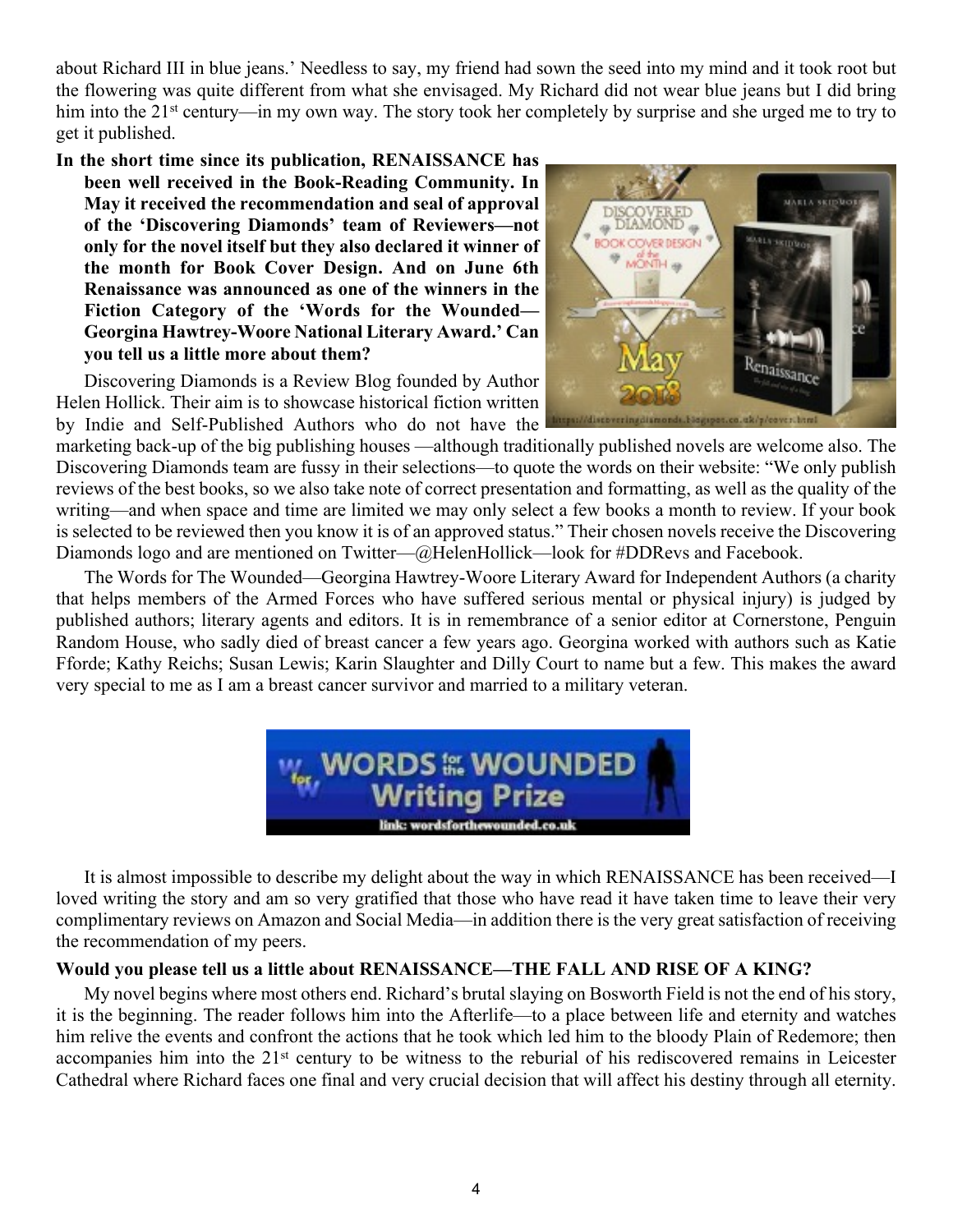about Richard III in blue jeans.' Needless to say, my friend had sown the seed into my mind and it took root but the flowering was quite different from what she envisaged. My Richard did not wear blue jeans but I did bring him into the 21st century—in my own way. The story took her completely by surprise and she urged me to try to get it published.

**In the short time since its publication, RENAISSANCE has been well received in the Book-Reading Community. In May it received the recommendation and seal of approval of the 'Discovering Diamonds' team of Reviewers—not only for the novel itself but they also declared it winner of the month for Book Cover Design. And on June 6th Renaissance was announced as one of the winners in the Fiction Category of the 'Words for the Wounded—Georgina Hawtrey-Woore National Literary Award.' Can you tell us a little more about them?**

Discovering Diamonds is a Review Blog founded by Author Helen Hollick. Their aim is to showcase historical fiction written by Indie and Self-Published Authors who do not have the marketing back-up of the big publishing houses —although traditionally published novels are welcome also. The Discovering Diamonds team are fussy in their selections—to quote the words on their website: "We only publish reviews of the best books, so we also take note of correct presentation and formatting, as well as the quality of the writing—and when space and time are limited we may only select a few books a month to review. If your book is selected to be reviewed then you know it is of an approved status." Their chosen novels receive the Discovering Diamonds logo and are mentioned on Twitter—@HelenHollick—look for #DDRevs and Facebook.

The Words for The Wounded—Georgina Hawtrey-Woore Literary Award for Independent Authors (a charity that helps members of the Armed Forces who have suffered serious mental or physical injury) is judged by published authors; literary agents and editors. It is in remembrance of a senior editor at Cornerstone, Penguin Random House, who sadly died of breast cancer a few years ago. Georgina worked with authors such as Katie Fforde; Kathy Reichs; Susan Lewis; Karin Slaughter and Dilly Court to name but a few. This makes the award very special to me as I am a breast cancer survivor and married to a military veteran.

It is almost impossible to describe my delight about the way in which RENAISSANCE has been received—I loved writing the story and am so very gratified that those who have read it have taken time to leave their very complimentary reviews on Amazon and Social Media—in addition there is the very great satisfaction of receiving the recommendation of my peers.

**Would you please tell us a little about RENAISSANCE—THE FALL AND RISE OF A KING?**

My novel begins where most others end. Richard's brutal slaying on Bosworth Field is not the end of his story, it is the beginning. The reader follows him into the Afterlife—to a place between life and eternity and watches him relive the events and confront the actions that he took which led him to the bloody Plain of Redemore; then accompanies him into the 21st century to be witness to the reburial of his rediscovered remains in Leicester Cathedral where Richard faces one final and very crucial decision that will affect his destiny through all eternity.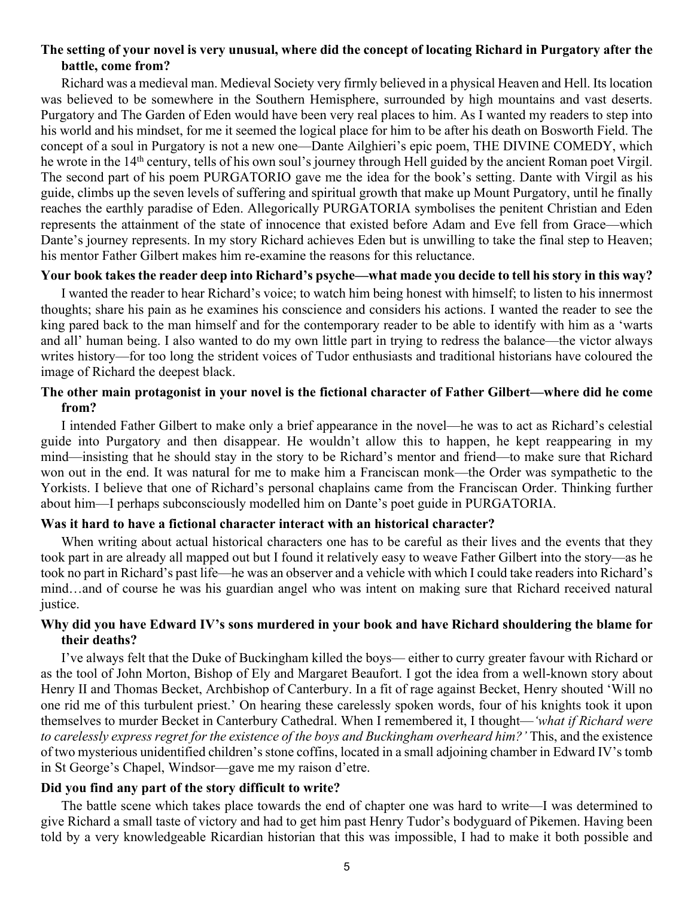**The setting of your novel is very unusual, where did the concept of locating Richard in Purgatory after the battle, come from?**

Richard was a medieval man. Medieval Society very firmly believed in a physical Heaven and Hell. Its location was believed to be somewhere in the Southern Hemisphere, surrounded by high mountains and vast deserts. Purgatory and The Garden of Eden would have been very real places to him. As I wanted my readers to step into his world and his mindset, for me it seemed the logical place for him to be after his death on Bosworth Field. The concept of a soul in Purgatory is not a new one—Dante Ailghieri's epic poem, THE DIVINE COMEDY, which he wrote in the 14th century, tells of his own soul's journey through Hell guided by the ancient Roman poet Virgil. The second part of his poem PURGATORIO gave me the idea for the book's setting. Dante with Virgil as his guide, climbs up the seven levels of suffering and spiritual growth that make up Mount Purgatory, until he finally reaches the earthly paradise of Eden. Allegorically PURGATORIA symbolises the penitent Christian and Eden represents the attainment of the state of innocence that existed before Adam and Eve fell from Grace—which Dante's journey represents. In my story Richard achieves Eden but is unwilling to take the final step to Heaven; his mentor Father Gilbert makes him re-examine the reasons for this reluctance.

**Your book takes the reader deep into Richard's psyche—what made you decide to tell his story in this way?**

I wanted the reader to hear Richard's voice; to watch him being honest with himself; to listen to his innermost thoughts; share his pain as he examines his conscience and considers his actions. I wanted the reader to see the king pared back to the man himself and for the contemporary reader to be able to identify with him as a 'warts and all' human being. I also wanted to do my own little part in trying to redress the balance—the victor always writes history—for too long the strident voices of Tudor enthusiasts and traditional historians have coloured the image of Richard the deepest black.

**The other main protagonist in your novel is the fictional character of Father Gilbert—where did he come from?**

I intended Father Gilbert to make only a brief appearance in the novel—he was to act as Richard's celestial guide into Purgatory and then disappear. He wouldn't allow this to happen, he kept reappearing in my mind—insisting that he should stay in the story to be Richard's mentor and friend—to make sure that Richard won out in the end. It was natural for me to make him a Franciscan monk—the Order was sympathetic to the Yorkists. I believe that one of Richard's personal chaplains came from the Franciscan Order. Thinking further about him—I perhaps subconsciously modelled him on Dante's poet guide in PURGATORIA.

**Was it hard to have a fictional character interact with an historical character?**

When writing about actual historical characters one has to be careful as their lives and the events that they took part in are already all mapped out but I found it relatively easy to weave Father Gilbert into the story—as he took no part in Richard's past life—he was an observer and a vehicle with which I could take readers into Richard's mind…and of course he was his guardian angel who was intent on making sure that Richard received natural justice.

**Why did you have Edward IV's sons murdered in your book and have Richard shouldering the blame for their deaths?**

I've always felt that the Duke of Buckingham killed the boys— either to curry greater favour with Richard or as the tool of John Morton, Bishop of Ely and Margaret Beaufort. I got the idea from a well-known story about Henry II and Thomas Becket, Archbishop of Canterbury. In a fit of rage against Becket, Henry shouted 'Will no one rid me of this turbulent priest.' On hearing these carelessly spoken words, four of his knights took it upon themselves to murder Becket in Canterbury Cathedral. When I remembered it, I thought—*'what if Richard were to carelessly express regret for the existence of the boys and Buckingham overheard him?'* This, and the existence of two mysterious unidentified children's stone coffins, located in a small adjoining chamber in Edward IV's tomb in St George's Chapel, Windsor—gave me my raison d'etre.

**Did you find any part of the story difficult to write?**

The battle scene which takes place towards the end of chapter one was hard to write—I was determined to give Richard a small taste of victory and had to get him past Henry Tudor's bodyguard of Pikemen. Having been told by a very knowledgeable Ricardian historian that this was impossible, I had to make it both possible and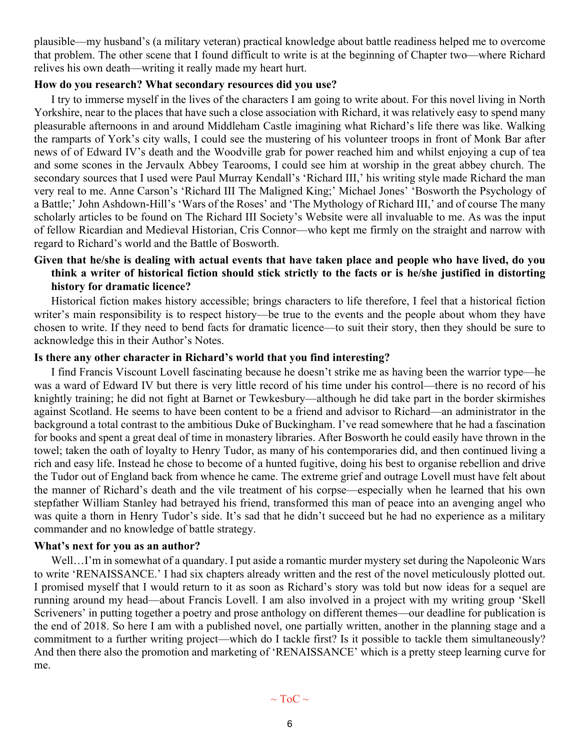plausible—my husband's (a military veteran) practical knowledge about battle readiness helped me to overcome that problem. The other scene that I found difficult to write is at the beginning of Chapter two—where Richard relives his own death—writing it really made my heart hurt.

**How do you research? What secondary resources did you use?**

I try to immerse myself in the lives of the characters I am going to write about. For this novel living in North Yorkshire, near to the places that have such a close association with Richard, it was relatively easy to spend many pleasurable afternoons in and around Middleham Castle imagining what Richard's life there was like. Walking the ramparts of York's city walls, I could see the mustering of his volunteer troops in front of Monk Bar after news of of Edward IV's death and the Woodville grab for power reached him and whilst enjoying a cup of tea and some scones in the Jervaulx Abbey Tearooms, I could see him at worship in the great abbey church. The secondary sources that I used were Paul Murray Kendall's 'Richard III,' his writing style made Richard the man very real to me. Anne Carson's 'Richard III The Maligned King;' Michael Jones' 'Bosworth the Psychology of a Battle;' John Ashdown-Hill's 'Wars of the Roses' and 'The Mythology of Richard III,' and of course The many scholarly articles to be found on The Richard III Society's Website were all invaluable to me. As was the input of fellow Ricardian and Medieval Historian, Cris Connor—who kept me firmly on the straight and narrow with regard to Richard's world and the Battle of Bosworth.

**Given that he/she is dealing with actual events that have taken place and people who have lived, do you think a writer of historical fiction should stick strictly to the facts or is he/she justified in distorting history for dramatic licence?**

Historical fiction makes history accessible; brings characters to life therefore, I feel that a historical fiction writer's main responsibility is to respect history—be true to the events and the people about whom they have chosen to write. If they need to bend facts for dramatic licence—to suit their story, then they should be sure to acknowledge this in their Author's Notes.

**Is there any other character in Richard's world that you find interesting?**

I find Francis Viscount Lovell fascinating because he doesn't strike me as having been the warrior type—he was a ward of Edward IV but there is very little record of his time under his control—there is no record of his knightly training; he did not fight at Barnet or Tewkesbury—although he did take part in the border skirmishes against Scotland. He seems to have been content to be a friend and advisor to Richard—an administrator in the background a total contrast to the ambitious Duke of Buckingham. I've read somewhere that he had a fascination for books and spent a great deal of time in monastery libraries. After Bosworth he could easily have thrown in the towel; taken the oath of loyalty to Henry Tudor, as many of his contemporaries did, and then continued living a rich and easy life. Instead he chose to become of a hunted fugitive, doing his best to organise rebellion and drive the Tudor out of England back from whence he came. The extreme grief and outrage Lovell must have felt about the manner of Richard's death and the vile treatment of his corpse—especially when he learned that his own stepfather William Stanley had betrayed his friend, transformed this man of peace into an avenging angel who was quite a thorn in Henry Tudor's side. It's sad that he didn't succeed but he had no experience as a military commander and no knowledge of battle strategy.

**What's next for you as an author?**

Well…I'm in somewhat of a quandary. I put aside a romantic murder mystery set during the Napoleonic Wars to write 'RENAISSANCE.' I had six chapters already written and the rest of the novel meticulously plotted out. I promised myself that I would return to it as soon as Richard's story was told but now ideas for a sequel are running around my head—about Francis Lovell. I am also involved in a project with my writing group 'Skell Scriveners' in putting together a poetry and prose anthology on different themes—our deadline for publication is the end of 2018. So here I am with a published novel, one partially written, another in the planning stage and a commitment to a further writing project—which do I tackle first? Is it possible to tackle them simultaneously? And then there also the promotion and marketing of 'RENAISSANCE' which is a pretty steep learning curve for me.

~ ToC ~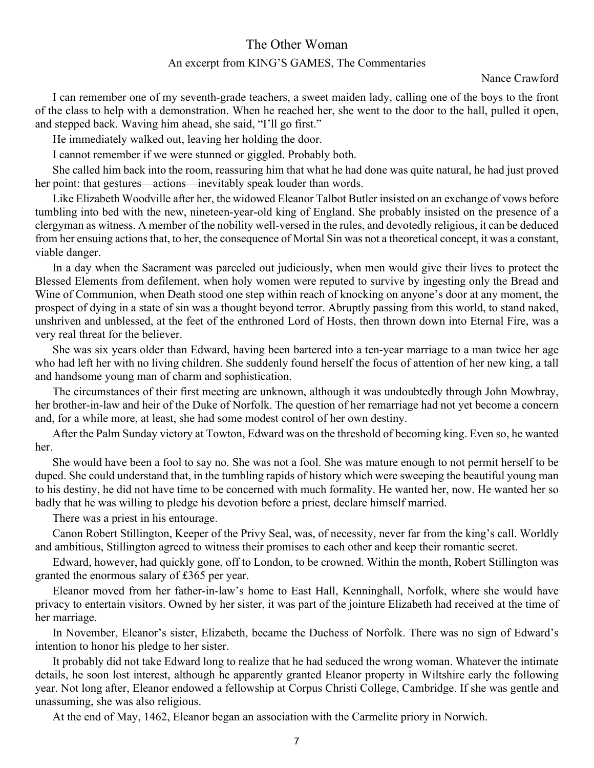# The Other Woman

## An excerpt from KING'S GAMES, The Commentaries

Nance Crawford

I can remember one of my seventh-grade teachers, a sweet maiden lady, calling one of the boys to the front of the class to help with a demonstration. When he reached her, she went to the door to the hall, pulled it open, and stepped back. Waving him ahead, she said, "I'll go first."

He immediately walked out, leaving her holding the door.

I cannot remember if we were stunned or giggled. Probably both.

She called him back into the room, reassuring him that what he had done was quite natural, he had just proved her point: that gestures—actions—inevitably speak louder than words.

Like Elizabeth Woodville after her, the widowed Eleanor Talbot Butler insisted on an exchange of vows before tumbling into bed with the new, nineteen-year-old king of England. She probably insisted on the presence of a clergyman as witness. A member of the nobility well-versed in the rules, and devotedly religious, it can be deduced from her ensuing actions that, to her, the consequence of Mortal Sin was not a theoretical concept, it was a constant, viable danger.

In a day when the Sacrament was parceled out judiciously, when men would give their lives to protect the Blessed Elements from defilement, when holy women were reputed to survive by ingesting only the Bread and Wine of Communion, when Death stood one step within reach of knocking on anyone's door at any moment, the prospect of dying in a state of sin was a thought beyond terror. Abruptly passing from this world, to stand naked, unshriven and unblessed, at the feet of the enthroned Lord of Hosts, then thrown down into Eternal Fire, was a very real threat for the believer.

She was six years older than Edward, having been bartered into a ten-year marriage to a man twice her age who had left her with no living children. She suddenly found herself the focus of attention of her new king, a tall and handsome young man of charm and sophistication.

The circumstances of their first meeting are unknown, although it was undoubtedly through John Mowbray, her brother-in-law and heir of the Duke of Norfolk. The question of her remarriage had not yet become a concern and, for a while more, at least, she had some modest control of her own destiny.

After the Palm Sunday victory at Towton, Edward was on the threshold of becoming king. Even so, he wanted her.

She would have been a fool to say no. She was not a fool. She was mature enough to not permit herself to be duped. She could understand that, in the tumbling rapids of history which were sweeping the beautiful young man to his destiny, he did not have time to be concerned with much formality. He wanted her, now. He wanted her so badly that he was willing to pledge his devotion before a priest, declare himself married.

There was a priest in his entourage.

Canon Robert Stillington, Keeper of the Privy Seal, was, of necessity, never far from the king's call. Worldly and ambitious, Stillington agreed to witness their promises to each other and keep their romantic secret.

Edward, however, had quickly gone, off to London, to be crowned. Within the month, Robert Stillington was granted the enormous salary of ₤365 per year.

Eleanor moved from her father-in-law's home to East Hall, Kenninghall, Norfolk, where she would have privacy to entertain visitors. Owned by her sister, it was part of the jointure Elizabeth had received at the time of her marriage.

In November, Eleanor's sister, Elizabeth, became the Duchess of Norfolk. There was no sign of Edward's intention to honor his pledge to her sister.

It probably did not take Edward long to realize that he had seduced the wrong woman. Whatever the intimate details, he soon lost interest, although he apparently granted Eleanor property in Wiltshire early the following year. Not long after, Eleanor endowed a fellowship at Corpus Christi College, Cambridge. If she was gentle and unassuming, she was also religious.

At the end of May, 1462, Eleanor began an association with the Carmelite priory in Norwich.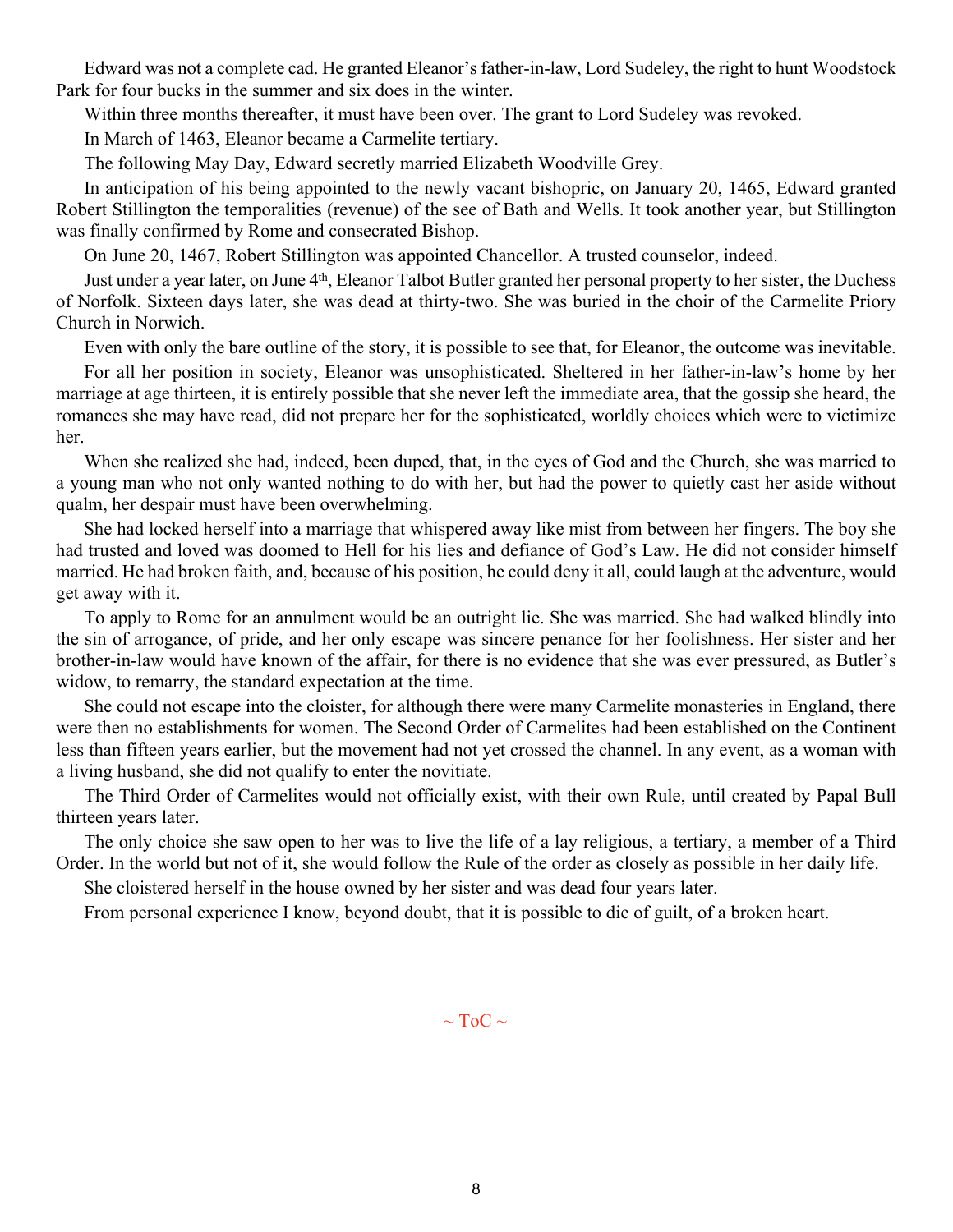Edward was not a complete cad. He granted Eleanor's father-in-law, Lord Sudeley, the right to hunt Woodstock Park for four bucks in the summer and six does in the winter.

Within three months thereafter, it must have been over. The grant to Lord Sudeley was revoked.

In March of 1463, Eleanor became a Carmelite tertiary.

The following May Day, Edward secretly married Elizabeth Woodville Grey.

In anticipation of his being appointed to the newly vacant bishopric, on January 20, 1465, Edward granted Robert Stillington the temporalities (revenue) of the see of Bath and Wells. It took another year, but Stillington was finally confirmed by Rome and consecrated Bishop.

On June 20, 1467, Robert Stillington was appointed Chancellor. A trusted counselor, indeed.

Just under a year later, on June 4th, Eleanor Talbot Butler granted her personal property to her sister, the Duchess of Norfolk. Sixteen days later, she was dead at thirty-two. She was buried in the choir of the Carmelite Priory Church in Norwich.

Even with only the bare outline of the story, it is possible to see that, for Eleanor, the outcome was inevitable.

For all her position in society, Eleanor was unsophisticated. Sheltered in her father-in-law's home by her marriage at age thirteen, it is entirely possible that she never left the immediate area, that the gossip she heard, the romances she may have read, did not prepare her for the sophisticated, worldly choices which were to victimize her.

When she realized she had, indeed, been duped, that, in the eyes of God and the Church, she was married to a young man who not only wanted nothing to do with her, but had the power to quietly cast her aside without qualm, her despair must have been overwhelming.

She had locked herself into a marriage that whispered away like mist from between her fingers. The boy she had trusted and loved was doomed to Hell for his lies and defiance of God's Law. He did not consider himself married. He had broken faith, and, because of his position, he could deny it all, could laugh at the adventure, would get away with it.

To apply to Rome for an annulment would be an outright lie. She was married. She had walked blindly into the sin of arrogance, of pride, and her only escape was sincere penance for her foolishness. Her sister and her brother-in-law would have known of the affair, for there is no evidence that she was ever pressured, as Butler's widow, to remarry, the standard expectation at the time.

She could not escape into the cloister, for although there were many Carmelite monasteries in England, there were then no establishments for women. The Second Order of Carmelites had been established on the Continent less than fifteen years earlier, but the movement had not yet crossed the channel. In any event, as a woman with a living husband, she did not qualify to enter the novitiate.

The Third Order of Carmelites would not officially exist, with their own Rule, until created by Papal Bull thirteen years later.

The only choice she saw open to her was to live the life of a lay religious, a tertiary, a member of a Third Order. In the world but not of it, she would follow the Rule of the order as closely as possible in her daily life.

She cloistered herself in the house owned by her sister and was dead four years later.

From personal experience I know, beyond doubt, that it is possible to die of guilt, of a broken heart.

~ ToC ~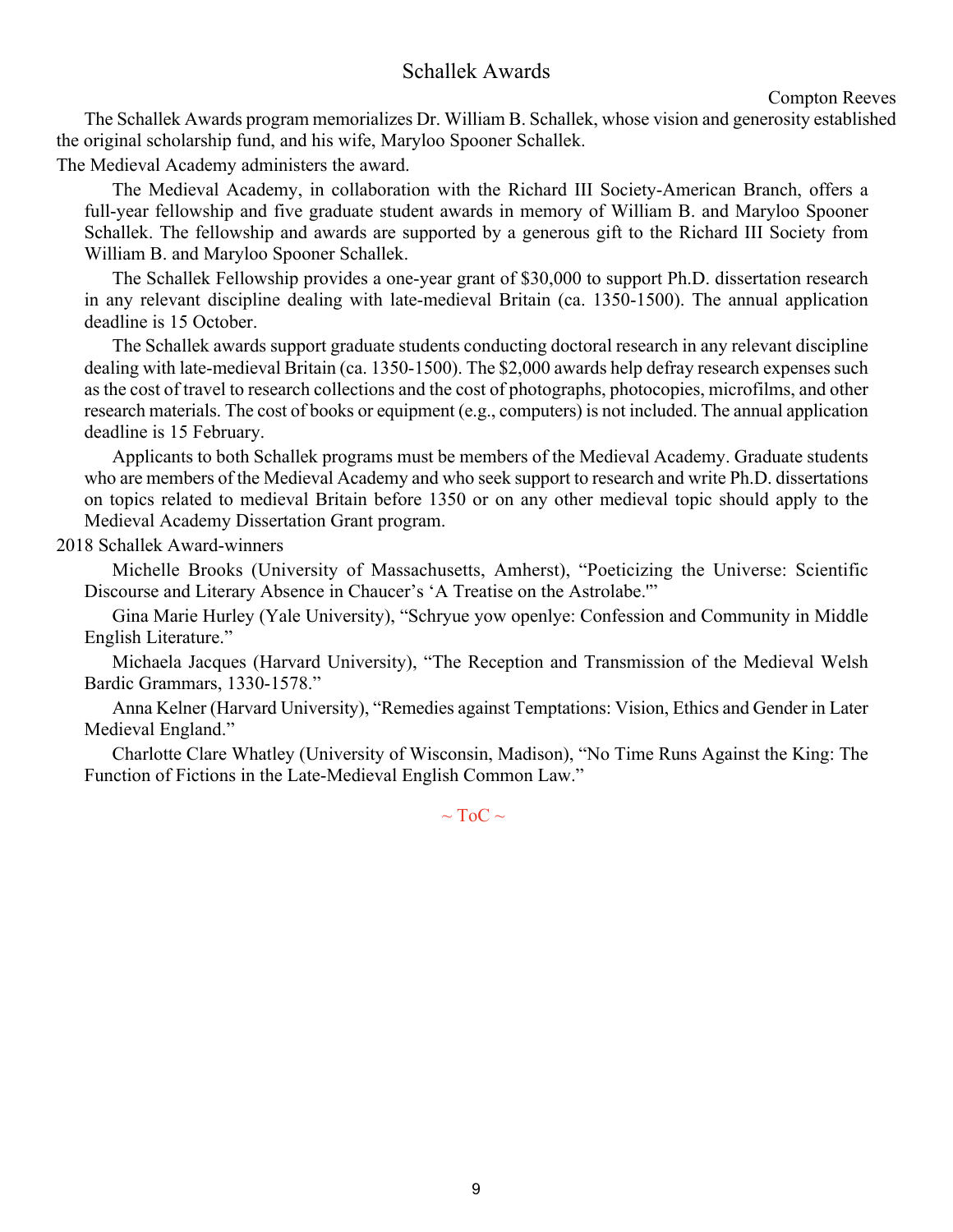## Schallek Awards

Compton Reeves

The Schallek Awards program memorializes Dr. William B. Schallek, whose vision and generosity established the original scholarship fund, and his wife, Maryloo Spooner Schallek.

The Medieval Academy administers the award.

The Medieval Academy, in collaboration with the Richard III Society-American Branch, offers a full-year fellowship and five graduate student awards in memory of William B. and Maryloo Spooner Schallek. The fellowship and awards are supported by a generous gift to the Richard III Society from William B. and Maryloo Spooner Schallek.

The Schallek Fellowship provides a one-year grant of $30,000 to support Ph.D. dissertation research in any relevant discipline dealing with late-medieval Britain (ca. 1350-1500). The annual application deadline is 15 October.

The Schallek awards support graduate students conducting doctoral research in any relevant discipline dealing with late-medieval Britain (ca. 1350-1500). The $2,000 awards help defray research expenses such as the cost of travel to research collections and the cost of photographs, photocopies, microfilms, and other research materials. The cost of books or equipment (e.g., computers) is not included. The annual application deadline is 15 February.

Applicants to both Schallek programs must be members of the Medieval Academy. Graduate students who are members of the Medieval Academy and who seek support to research and write Ph.D. dissertations on topics related to medieval Britain before 1350 or on any other medieval topic should apply to the Medieval Academy Dissertation Grant program.

2018 Schallek Award-winners

Michelle Brooks (University of Massachusetts, Amherst), "Poeticizing the Universe: Scientific Discourse and Literary Absence in Chaucer's 'A Treatise on the Astrolabe.'"

Gina Marie Hurley (Yale University), "Schryue yow openlye: Confession and Community in Middle English Literature."

Michaela Jacques (Harvard University), "The Reception and Transmission of the Medieval Welsh Bardic Grammars, 1330-1578."

Anna Kelner (Harvard University), "Remedies against Temptations: Vision, Ethics and Gender in Later Medieval England."

Charlotte Clare Whatley (University of Wisconsin, Madison), "No Time Runs Against the King: The Function of Fictions in the Late-Medieval English Common Law."

~ ToC ~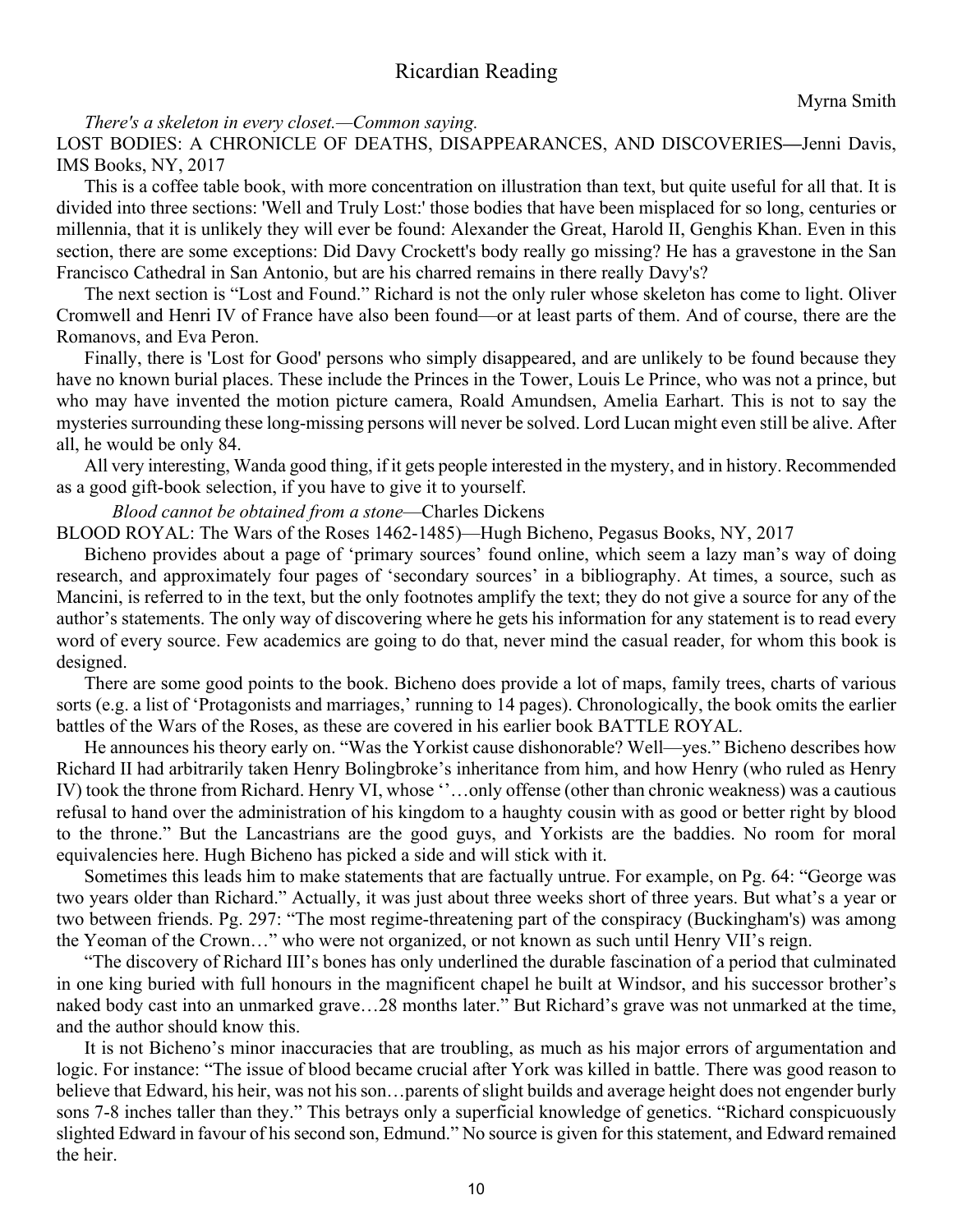# Ricardian Reading

Myrna Smith

*There's a skeleton in every closet.—Common saying.*

LOST BODIES: A CHRONICLE OF DEATHS, DISAPPEARANCES, AND DISCOVERIES—Jenni Davis, IMS Books, NY, 2017

This is a coffee table book, with more concentration on illustration than text, but quite useful for all that. It is divided into three sections: 'Well and Truly Lost:' those bodies that have been misplaced for so long, centuries or millennia, that it is unlikely they will ever be found: Alexander the Great, Harold II, Genghis Khan. Even in this section, there are some exceptions: Did Davy Crockett's body really go missing? He has a gravestone in the San Francisco Cathedral in San Antonio, but are his charred remains in there really Davy's?

The next section is "Lost and Found." Richard is not the only ruler whose skeleton has come to light. Oliver Cromwell and Henri IV of France have also been found—or at least parts of them. And of course, there are the Romanovs, and Eva Peron.

Finally, there is 'Lost for Good' persons who simply disappeared, and are unlikely to be found because they have no known burial places. These include the Princes in the Tower, Louis Le Prince, who was not a prince, but who may have invented the motion picture camera, Roald Amundsen, Amelia Earhart. This is not to say the mysteries surrounding these long-missing persons will never be solved. Lord Lucan might even still be alive. After all, he would be only 84.

All very interesting, Wanda good thing, if it gets people interested in the mystery, and in history. Recommended as a good gift-book selection, if you have to give it to yourself.

*Blood cannot be obtained from a stone*—Charles Dickens

BLOOD ROYAL: The Wars of the Roses 1462-1485)—Hugh Bicheno, Pegasus Books, NY, 2017

Bicheno provides about a page of 'primary sources' found online, which seem a lazy man's way of doing research, and approximately four pages of 'secondary sources' in a bibliography. At times, a source, such as Mancini, is referred to in the text, but the only footnotes amplify the text; they do not give a source for any of the author's statements. The only way of discovering where he gets his information for any statement is to read every word of every source. Few academics are going to do that, never mind the casual reader, for whom this book is designed.

There are some good points to the book. Bicheno does provide a lot of maps, family trees, charts of various sorts (e.g. a list of 'Protagonists and marriages,' running to 14 pages). Chronologically, the book omits the earlier battles of the Wars of the Roses, as these are covered in his earlier book BATTLE ROYAL.

He announces his theory early on. "Was the Yorkist cause dishonorable? Well—yes." Bicheno describes how Richard II had arbitrarily taken Henry Bolingbroke's inheritance from him, and how Henry (who ruled as Henry IV) took the throne from Richard. Henry VI, whose ''…only offense (other than chronic weakness) was a cautious refusal to hand over the administration of his kingdom to a haughty cousin with as good or better right by blood to the throne." But the Lancastrians are the good guys, and Yorkists are the baddies. No room for moral equivalencies here. Hugh Bicheno has picked a side and will stick with it.

Sometimes this leads him to make statements that are factually untrue. For example, on Pg. 64: "George was two years older than Richard." Actually, it was just about three weeks short of three years. But what's a year or two between friends. Pg. 297: "The most regime-threatening part of the conspiracy (Buckingham's) was among the Yeoman of the Crown…" who were not organized, or not known as such until Henry VII's reign.

"The discovery of Richard III's bones has only underlined the durable fascination of a period that culminated in one king buried with full honours in the magnificent chapel he built at Windsor, and his successor brother's naked body cast into an unmarked grave…28 months later." But Richard's grave was not unmarked at the time, and the author should know this.

It is not Bicheno's minor inaccuracies that are troubling, as much as his major errors of argumentation and logic. For instance: "The issue of blood became crucial after York was killed in battle. There was good reason to believe that Edward, his heir, was not his son…parents of slight builds and average height does not engender burly sons 7-8 inches taller than they." This betrays only a superficial knowledge of genetics. "Richard conspicuously slighted Edward in favour of his second son, Edmund." No source is given for this statement, and Edward remained the heir.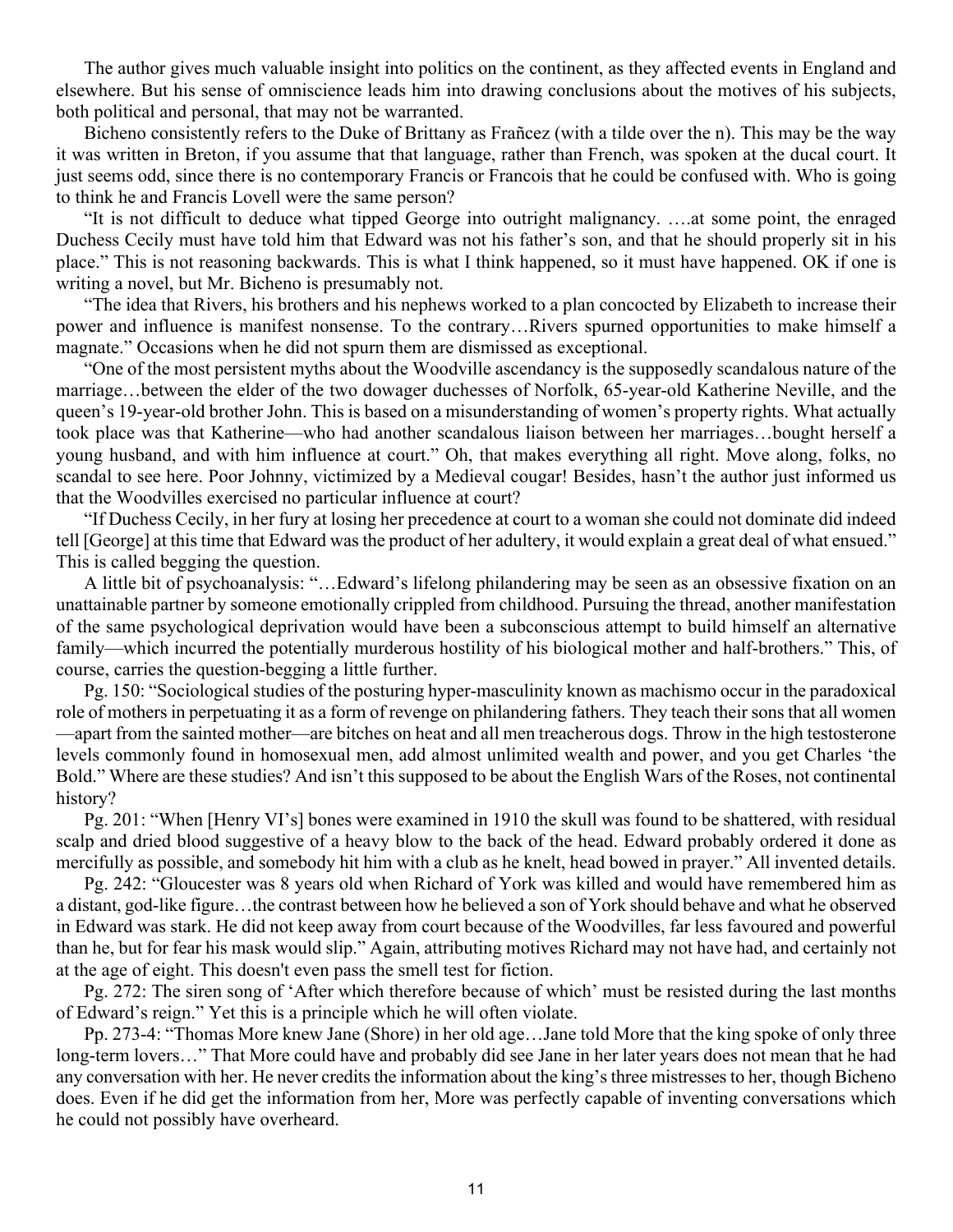The author gives much valuable insight into politics on the continent, as they affected events in England and elsewhere. But his sense of omniscience leads him into drawing conclusions about the motives of his subjects, both political and personal, that may not be warranted.

Bicheno consistently refers to the Duke of Brittany as Frañcez (with a tilde over the n). This may be the way it was written in Breton, if you assume that that language, rather than French, was spoken at the ducal court. It just seems odd, since there is no contemporary Francis or Francois that he could be confused with. Who is going to think he and Francis Lovell were the same person?

"It is not difficult to deduce what tipped George into outright malignancy. ….at some point, the enraged Duchess Cecily must have told him that Edward was not his father's son, and that he should properly sit in his place." This is not reasoning backwards. This is what I think happened, so it must have happened. OK if one is writing a novel, but Mr. Bicheno is presumably not.

"The idea that Rivers, his brothers and his nephews worked to a plan concocted by Elizabeth to increase their power and influence is manifest nonsense. To the contrary…Rivers spurned opportunities to make himself a magnate." Occasions when he did not spurn them are dismissed as exceptional.

"One of the most persistent myths about the Woodville ascendancy is the supposedly scandalous nature of the marriage…between the elder of the two dowager duchesses of Norfolk, 65-year-old Katherine Neville, and the queen's 19-year-old brother John. This is based on a misunderstanding of women's property rights. What actually took place was that Katherine—who had another scandalous liaison between her marriages…bought herself a young husband, and with him influence at court." Oh, that makes everything all right. Move along, folks, no scandal to see here. Poor Johnny, victimized by a Medieval cougar! Besides, hasn't the author just informed us that the Woodvilles exercised no particular influence at court?

"If Duchess Cecily, in her fury at losing her precedence at court to a woman she could not dominate did indeed tell [George] at this time that Edward was the product of her adultery, it would explain a great deal of what ensued." This is called begging the question.

A little bit of psychoanalysis: "…Edward's lifelong philandering may be seen as an obsessive fixation on an unattainable partner by someone emotionally crippled from childhood. Pursuing the thread, another manifestation of the same psychological deprivation would have been a subconscious attempt to build himself an alternative family—which incurred the potentially murderous hostility of his biological mother and half-brothers." This, of course, carries the question-begging a little further.

Pg. 150: "Sociological studies of the posturing hyper-masculinity known as machismo occur in the paradoxical role of mothers in perpetuating it as a form of revenge on philandering fathers. They teach their sons that all women —apart from the sainted mother—are bitches on heat and all men treacherous dogs. Throw in the high testosterone levels commonly found in homosexual men, add almost unlimited wealth and power, and you get Charles 'the Bold." Where are these studies? And isn't this supposed to be about the English Wars of the Roses, not continental history?

Pg. 201: "When [Henry VI's] bones were examined in 1910 the skull was found to be shattered, with residual scalp and dried blood suggestive of a heavy blow to the back of the head. Edward probably ordered it done as mercifully as possible, and somebody hit him with a club as he knelt, head bowed in prayer." All invented details.

Pg. 242: "Gloucester was 8 years old when Richard of York was killed and would have remembered him as a distant, god-like figure…the contrast between how he believed a son of York should behave and what he observed in Edward was stark. He did not keep away from court because of the Woodvilles, far less favoured and powerful than he, but for fear his mask would slip." Again, attributing motives Richard may not have had, and certainly not at the age of eight. This doesn't even pass the smell test for fiction.

Pg. 272: The siren song of 'After which therefore because of which' must be resisted during the last months of Edward's reign." Yet this is a principle which he will often violate.

Pp. 273-4: "Thomas More knew Jane (Shore) in her old age…Jane told More that the king spoke of only three long-term lovers…" That More could have and probably did see Jane in her later years does not mean that he had any conversation with her. He never credits the information about the king's three mistresses to her, though Bicheno does. Even if he did get the information from her, More was perfectly capable of inventing conversations which he could not possibly have overheard.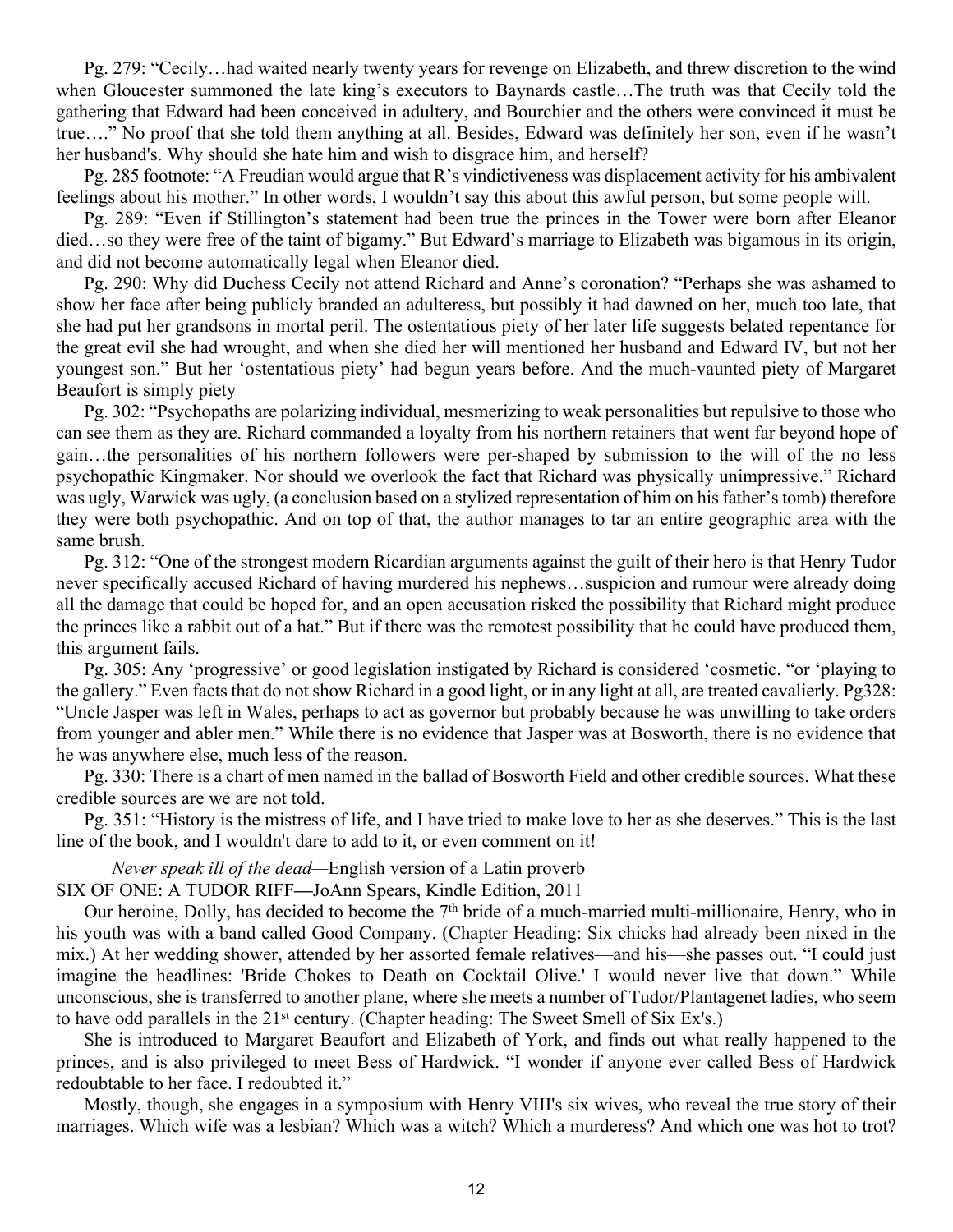Pg. 279: "Cecily…had waited nearly twenty years for revenge on Elizabeth, and threw discretion to the wind when Gloucester summoned the late king's executors to Baynards castle…The truth was that Cecily told the gathering that Edward had been conceived in adultery, and Bourchier and the others were convinced it must be true…." No proof that she told them anything at all. Besides, Edward was definitely her son, even if he wasn't her husband's. Why should she hate him and wish to disgrace him, and herself?

Pg. 285 footnote: "A Freudian would argue that R's vindictiveness was displacement activity for his ambivalent feelings about his mother." In other words, I wouldn't say this about this awful person, but some people will.

Pg. 289: "Even if Stillington's statement had been true the princes in the Tower were born after Eleanor died…so they were free of the taint of bigamy." But Edward's marriage to Elizabeth was bigamous in its origin, and did not become automatically legal when Eleanor died.

Pg. 290: Why did Duchess Cecily not attend Richard and Anne's coronation? "Perhaps she was ashamed to show her face after being publicly branded an adulteress, but possibly it had dawned on her, much too late, that she had put her grandsons in mortal peril. The ostentatious piety of her later life suggests belated repentance for the great evil she had wrought, and when she died her will mentioned her husband and Edward IV, but not her youngest son." But her 'ostentatious piety' had begun years before. And the much-vaunted piety of Margaret Beaufort is simply piety

Pg. 302: "Psychopaths are polarizing individual, mesmerizing to weak personalities but repulsive to those who can see them as they are. Richard commanded a loyalty from his northern retainers that went far beyond hope of gain…the personalities of his northern followers were per-shaped by submission to the will of the no less psychopathic Kingmaker. Nor should we overlook the fact that Richard was physically unimpressive." Richard was ugly, Warwick was ugly, (a conclusion based on a stylized representation of him on his father's tomb) therefore they were both psychopathic. And on top of that, the author manages to tar an entire geographic area with the same brush.

Pg. 312: "One of the strongest modern Ricardian arguments against the guilt of their hero is that Henry Tudor never specifically accused Richard of having murdered his nephews…suspicion and rumour were already doing all the damage that could be hoped for, and an open accusation risked the possibility that Richard might produce the princes like a rabbit out of a hat." But if there was the remotest possibility that he could have produced them, this argument fails.

Pg. 305: Any 'progressive' or good legislation instigated by Richard is considered 'cosmetic. "or 'playing to the gallery." Even facts that do not show Richard in a good light, or in any light at all, are treated cavalierly. Pg328: "Uncle Jasper was left in Wales, perhaps to act as governor but probably because he was unwilling to take orders from younger and abler men." While there is no evidence that Jasper was at Bosworth, there is no evidence that he was anywhere else, much less of the reason.

Pg. 330: There is a chart of men named in the ballad of Bosworth Field and other credible sources. What these credible sources are we are not told.

Pg. 351: "History is the mistress of life, and I have tried to make love to her as she deserves." This is the last line of the book, and I wouldn't dare to add to it, or even comment on it!

*Never speak ill of the dead*—English version of a Latin proverb

SIX OF ONE: A TUDOR RIFF—JoAnn Spears, Kindle Edition, 2011

Our heroine, Dolly, has decided to become the 7th bride of a much-married multi-millionaire, Henry, who in his youth was with a band called Good Company. (Chapter Heading: Six chicks had already been nixed in the mix.) At her wedding shower, attended by her assorted female relatives—and his—she passes out. "I could just imagine the headlines: 'Bride Chokes to Death on Cocktail Olive.' I would never live that down." While unconscious, she is transferred to another plane, where she meets a number of Tudor/Plantagenet ladies, who seem to have odd parallels in the 21st century. (Chapter heading: The Sweet Smell of Six Ex's.)

She is introduced to Margaret Beaufort and Elizabeth of York, and finds out what really happened to the princes, and is also privileged to meet Bess of Hardwick. "I wonder if anyone ever called Bess of Hardwick redoubtable to her face. I redoubted it."

Mostly, though, she engages in a symposium with Henry VIII's six wives, who reveal the true story of their marriages. Which wife was a lesbian? Which was a witch? Which a murderess? And which one was hot to trot?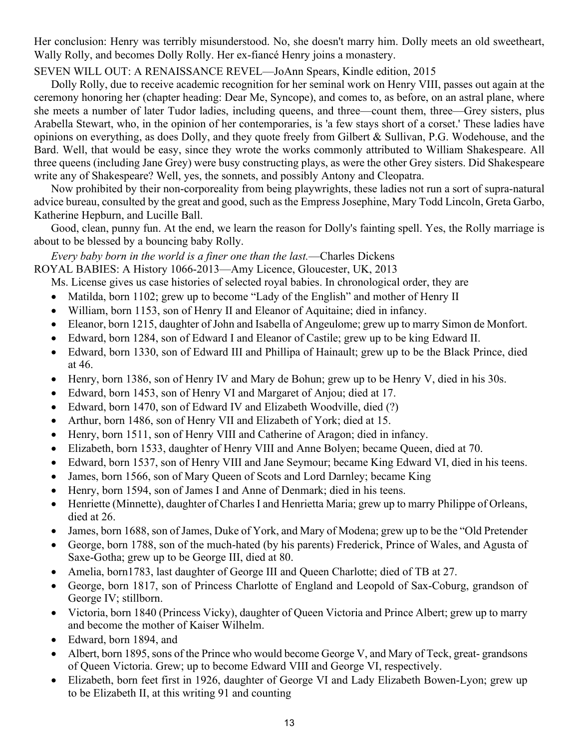Her conclusion: Henry was terribly misunderstood. No, she doesn't marry him. Dolly meets an old sweetheart, Wally Rolly, and becomes Dolly Rolly. Her ex-fiancé Henry joins a monastery.

SEVEN WILL OUT: A RENAISSANCE REVEL—JoAnn Spears, Kindle edition, 2015

Dolly Rolly, due to receive academic recognition for her seminal work on Henry VIII, passes out again at the ceremony honoring her (chapter heading: Dear Me, Syncope), and comes to, as before, on an astral plane, where she meets a number of later Tudor ladies, including queens, and three—count them, three—Grey sisters, plus Arabella Stewart, who, in the opinion of her contemporaries, is 'a few stays short of a corset.' These ladies have opinions on everything, as does Dolly, and they quote freely from Gilbert & Sullivan, P.G. Wodehouse, and the Bard. Well, that would be easy, since they wrote the works commonly attributed to William Shakespeare. All three queens (including Jane Grey) were busy constructing plays, as were the other Grey sisters. Did Shakespeare write any of Shakespeare? Well, yes, the sonnets, and possibly Antony and Cleopatra.

Now prohibited by their non-corporeality from being playwrights, these ladies not run a sort of supra-natural advice bureau, consulted by the great and good, such as the Empress Josephine, Mary Todd Lincoln, Greta Garbo, Katherine Hepburn, and Lucille Ball.

Good, clean, punny fun. At the end, we learn the reason for Dolly's fainting spell. Yes, the Rolly marriage is about to be blessed by a bouncing baby Rolly.

*Every baby born in the world is a finer one than the last.*—Charles Dickens

ROYAL BABIES: A History 1066-2013—Amy Licence, Gloucester, UK, 2013

Ms. License gives us case histories of selected royal babies. In chronological order, they are

- Matilda, born 1102; grew up to become "Lady of the English" and mother of Henry II
- William, born 1153, son of Henry II and Eleanor of Aquitaine; died in infancy.
- Eleanor, born 1215, daughter of John and Isabella of Angeulome; grew up to marry Simon de Monfort.
- Edward, born 1284, son of Edward I and Eleanor of Castile; grew up to be king Edward II.
- Edward, born 1330, son of Edward III and Phillipa of Hainault; grew up to be the Black Prince, died at 46.
- Henry, born 1386, son of Henry IV and Mary de Bohun; grew up to be Henry V, died in his 30s.
- Edward, born 1453, son of Henry VI and Margaret of Anjou; died at 17.
- Edward, born 1470, son of Edward IV and Elizabeth Woodville, died (?)
- Arthur, born 1486, son of Henry VII and Elizabeth of York; died at 15.
- Henry, born 1511, son of Henry VIII and Catherine of Aragon; died in infancy.
- Elizabeth, born 1533, daughter of Henry VIII and Anne Bolyen; became Queen, died at 70.
- Edward, born 1537, son of Henry VIII and Jane Seymour; became King Edward VI, died in his teens.
- James, born 1566, son of Mary Queen of Scots and Lord Darnley; became King
- Henry, born 1594, son of James I and Anne of Denmark; died in his teens.
- Henriette (Minnette), daughter of Charles I and Henrietta Maria; grew up to marry Philippe of Orleans, died at 26.
- James, born 1688, son of James, Duke of York, and Mary of Modena; grew up to be the "Old Pretender
- George, born 1788, son of the much-hated (by his parents) Frederick, Prince of Wales, and Agusta of Saxe-Gotha; grew up to be George III, died at 80.
- Amelia, born1783, last daughter of George III and Queen Charlotte; died of TB at 27.
- George, born 1817, son of Princess Charlotte of England and Leopold of Sax-Coburg, grandson of George IV; stillborn.
- Victoria, born 1840 (Princess Vicky), daughter of Queen Victoria and Prince Albert; grew up to marry and become the mother of Kaiser Wilhelm.
- Edward, born 1894, and
- Albert, born 1895, sons of the Prince who would become George V, and Mary of Teck, great- grandsons of Queen Victoria. Grew; up to become Edward VIII and George VI, respectively.
- Elizabeth, born feet first in 1926, daughter of George VI and Lady Elizabeth Bowen-Lyon; grew up to be Elizabeth II, at this writing 91 and counting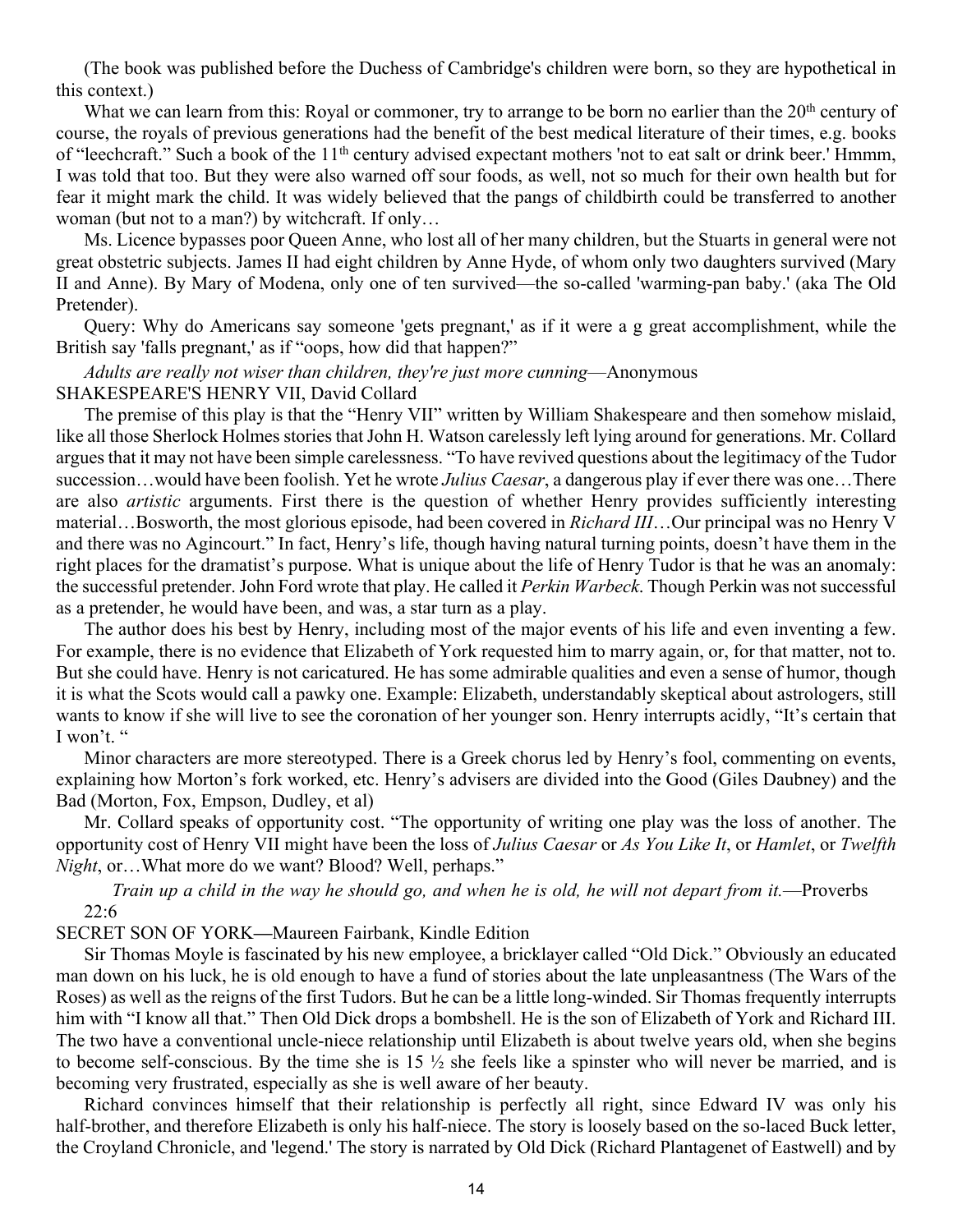(The book was published before the Duchess of Cambridge's children were born, so they are hypothetical in this context.)

What we can learn from this: Royal or commoner, try to arrange to be born no earlier than the 20th century of course, the royals of previous generations had the benefit of the best medical literature of their times, e.g. books of "leechcraft." Such a book of the 11th century advised expectant mothers 'not to eat salt or drink beer.' Hmmm, I was told that too. But they were also warned off sour foods, as well, not so much for their own health but for fear it might mark the child. It was widely believed that the pangs of childbirth could be transferred to another woman (but not to a man?) by witchcraft. If only…

Ms. Licence bypasses poor Queen Anne, who lost all of her many children, but the Stuarts in general were not great obstetric subjects. James II had eight children by Anne Hyde, of whom only two daughters survived (Mary II and Anne). By Mary of Modena, only one of ten survived—the so-called 'warming-pan baby.' (aka The Old Pretender).

Query: Why do Americans say someone 'gets pregnant,' as if it were a g great accomplishment, while the British say 'falls pregnant,' as if "oops, how did that happen?"

*Adults are really not wiser than children, they're just more cunning*—Anonymous

SHAKESPEARE'S HENRY VII, David Collard

The premise of this play is that the "Henry VII" written by William Shakespeare and then somehow mislaid, like all those Sherlock Holmes stories that John H. Watson carelessly left lying around for generations. Mr. Collard argues that it may not have been simple carelessness. "To have revived questions about the legitimacy of the Tudor succession…would have been foolish. Yet he wrote *Julius Caesar*, a dangerous play if ever there was one…There are also *artistic* arguments. First there is the question of whether Henry provides sufficiently interesting material…Bosworth, the most glorious episode, had been covered in *Richard III*…Our principal was no Henry V and there was no Agincourt." In fact, Henry's life, though having natural turning points, doesn't have them in the right places for the dramatist's purpose. What is unique about the life of Henry Tudor is that he was an anomaly: the successful pretender. John Ford wrote that play. He called it *Perkin Warbeck*. Though Perkin was not successful as a pretender, he would have been, and was, a star turn as a play.

The author does his best by Henry, including most of the major events of his life and even inventing a few. For example, there is no evidence that Elizabeth of York requested him to marry again, or, for that matter, not to. But she could have. Henry is not caricatured. He has some admirable qualities and even a sense of humor, though it is what the Scots would call a pawky one. Example: Elizabeth, understandably skeptical about astrologers, still wants to know if she will live to see the coronation of her younger son. Henry interrupts acidly, "It's certain that I won't. "

Minor characters are more stereotyped. There is a Greek chorus led by Henry's fool, commenting on events, explaining how Morton's fork worked, etc. Henry's advisers are divided into the Good (Giles Daubney) and the Bad (Morton, Fox, Empson, Dudley, et al)

Mr. Collard speaks of opportunity cost. "The opportunity of writing one play was the loss of another. The opportunity cost of Henry VII might have been the loss of *Julius Caesar* or *As You Like It*, or *Hamlet*, or *Twelfth Night*, or…What more do we want? Blood? Well, perhaps."

*Train up a child in the way he should go, and when he is old, he will not depart from it.*—Proverbs 22:6

SECRET SON OF YORK—Maureen Fairbank, Kindle Edition

Sir Thomas Moyle is fascinated by his new employee, a bricklayer called "Old Dick." Obviously an educated man down on his luck, he is old enough to have a fund of stories about the late unpleasantness (The Wars of the Roses) as well as the reigns of the first Tudors. But he can be a little long-winded. Sir Thomas frequently interrupts him with "I know all that." Then Old Dick drops a bombshell. He is the son of Elizabeth of York and Richard III. The two have a conventional uncle-niece relationship until Elizabeth is about twelve years old, when she begins to become self-conscious. By the time she is 15 ½ she feels like a spinster who will never be married, and is becoming very frustrated, especially as she is well aware of her beauty.

Richard convinces himself that their relationship is perfectly all right, since Edward IV was only his half-brother, and therefore Elizabeth is only his half-niece. The story is loosely based on the so-laced Buck letter, the Croyland Chronicle, and 'legend.' The story is narrated by Old Dick (Richard Plantagenet of Eastwell) and by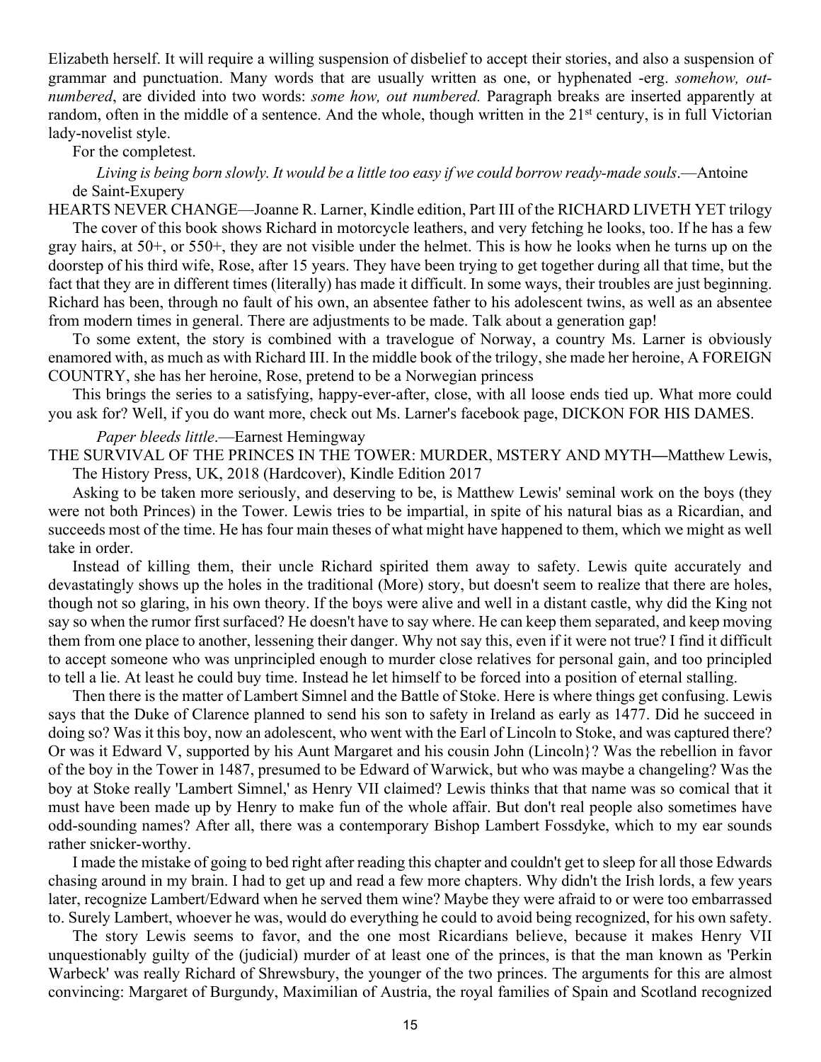Elizabeth herself. It will require a willing suspension of disbelief to accept their stories, and also a suspension of grammar and punctuation. Many words that are usually written as one, or hyphenated -erg. *somehow, out-numbered*, are divided into two words: *some how, out numbered.* Paragraph breaks are inserted apparently at random, often in the middle of a sentence. And the whole, though written in the 21st century, is in full Victorian lady-novelist style.

For the completest.

*Living is being born slowly. It would be a little too easy if we could borrow ready-made souls*.—Antoine de Saint-Exupery

HEARTS NEVER CHANGE—Joanne R. Larner, Kindle edition, Part III of the RICHARD LIVETH YET trilogy

The cover of this book shows Richard in motorcycle leathers, and very fetching he looks, too. If he has a few gray hairs, at 50+, or 550+, they are not visible under the helmet. This is how he looks when he turns up on the doorstep of his third wife, Rose, after 15 years. They have been trying to get together during all that time, but the fact that they are in different times (literally) has made it difficult. In some ways, their troubles are just beginning. Richard has been, through no fault of his own, an absentee father to his adolescent twins, as well as an absentee from modern times in general. There are adjustments to be made. Talk about a generation gap!

To some extent, the story is combined with a travelogue of Norway, a country Ms. Larner is obviously enamored with, as much as with Richard III. In the middle book of the trilogy, she made her heroine, A FOREIGN COUNTRY, she has her heroine, Rose, pretend to be a Norwegian princess

This brings the series to a satisfying, happy-ever-after, close, with all loose ends tied up. What more could you ask for? Well, if you do want more, check out Ms. Larner's facebook page, DICKON FOR HIS DAMES.

*Paper bleeds little*.—Earnest Hemingway

THE SURVIVAL OF THE PRINCES IN THE TOWER: MURDER, MSTERY AND MYTH—Matthew Lewis, The History Press, UK, 2018 (Hardcover), Kindle Edition 2017

Asking to be taken more seriously, and deserving to be, is Matthew Lewis' seminal work on the boys (they were not both Princes) in the Tower. Lewis tries to be impartial, in spite of his natural bias as a Ricardian, and succeeds most of the time. He has four main theses of what might have happened to them, which we might as well take in order.

Instead of killing them, their uncle Richard spirited them away to safety. Lewis quite accurately and devastatingly shows up the holes in the traditional (More) story, but doesn't seem to realize that there are holes, though not so glaring, in his own theory. If the boys were alive and well in a distant castle, why did the King not say so when the rumor first surfaced? He doesn't have to say where. He can keep them separated, and keep moving them from one place to another, lessening their danger. Why not say this, even if it were not true? I find it difficult to accept someone who was unprincipled enough to murder close relatives for personal gain, and too principled to tell a lie. At least he could buy time. Instead he let himself to be forced into a position of eternal stalling.

Then there is the matter of Lambert Simnel and the Battle of Stoke. Here is where things get confusing. Lewis says that the Duke of Clarence planned to send his son to safety in Ireland as early as 1477. Did he succeed in doing so? Was it this boy, now an adolescent, who went with the Earl of Lincoln to Stoke, and was captured there? Or was it Edward V, supported by his Aunt Margaret and his cousin John (Lincoln}? Was the rebellion in favor of the boy in the Tower in 1487, presumed to be Edward of Warwick, but who was maybe a changeling? Was the boy at Stoke really 'Lambert Simnel,' as Henry VII claimed? Lewis thinks that that name was so comical that it must have been made up by Henry to make fun of the whole affair. But don't real people also sometimes have odd-sounding names? After all, there was a contemporary Bishop Lambert Fossdyke, which to my ear sounds rather snicker-worthy.

I made the mistake of going to bed right after reading this chapter and couldn't get to sleep for all those Edwards chasing around in my brain. I had to get up and read a few more chapters. Why didn't the Irish lords, a few years later, recognize Lambert/Edward when he served them wine? Maybe they were afraid to or were too embarrassed to. Surely Lambert, whoever he was, would do everything he could to avoid being recognized, for his own safety.

The story Lewis seems to favor, and the one most Ricardians believe, because it makes Henry VII unquestionably guilty of the (judicial) murder of at least one of the princes, is that the man known as 'Perkin Warbeck' was really Richard of Shrewsbury, the younger of the two princes. The arguments for this are almost convincing: Margaret of Burgundy, Maximilian of Austria, the royal families of Spain and Scotland recognized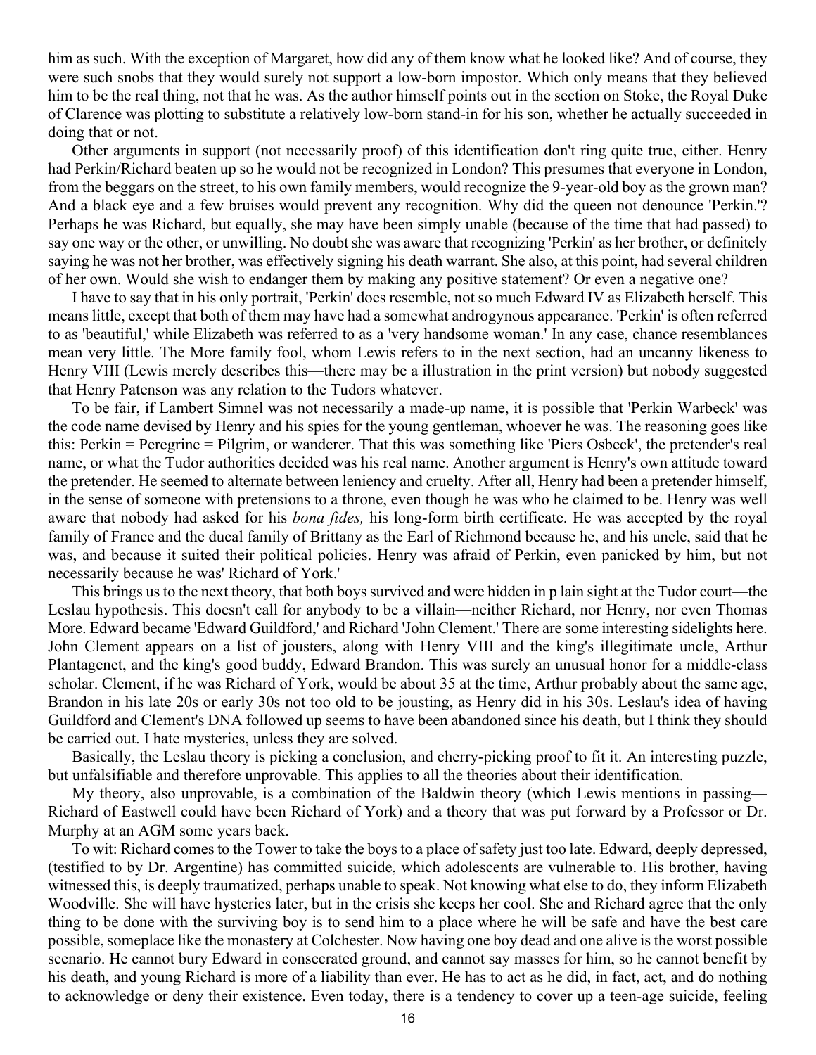him as such. With the exception of Margaret, how did any of them know what he looked like? And of course, they were such snobs that they would surely not support a low-born impostor. Which only means that they believed him to be the real thing, not that he was. As the author himself points out in the section on Stoke, the Royal Duke of Clarence was plotting to substitute a relatively low-born stand-in for his son, whether he actually succeeded in doing that or not.

Other arguments in support (not necessarily proof) of this identification don't ring quite true, either. Henry had Perkin/Richard beaten up so he would not be recognized in London? This presumes that everyone in London, from the beggars on the street, to his own family members, would recognize the 9-year-old boy as the grown man? And a black eye and a few bruises would prevent any recognition. Why did the queen not denounce 'Perkin.'? Perhaps he was Richard, but equally, she may have been simply unable (because of the time that had passed) to say one way or the other, or unwilling. No doubt she was aware that recognizing 'Perkin' as her brother, or definitely saying he was not her brother, was effectively signing his death warrant. She also, at this point, had several children of her own. Would she wish to endanger them by making any positive statement? Or even a negative one?

I have to say that in his only portrait, 'Perkin' does resemble, not so much Edward IV as Elizabeth herself. This means little, except that both of them may have had a somewhat androgynous appearance. 'Perkin' is often referred to as 'beautiful,' while Elizabeth was referred to as a 'very handsome woman.' In any case, chance resemblances mean very little. The More family fool, whom Lewis refers to in the next section, had an uncanny likeness to Henry VIII (Lewis merely describes this—there may be a illustration in the print version) but nobody suggested that Henry Patenson was any relation to the Tudors whatever.

To be fair, if Lambert Simnel was not necessarily a made-up name, it is possible that 'Perkin Warbeck' was the code name devised by Henry and his spies for the young gentleman, whoever he was. The reasoning goes like this: Perkin = Peregrine = Pilgrim, or wanderer. That this was something like 'Piers Osbeck', the pretender's real name, or what the Tudor authorities decided was his real name. Another argument is Henry's own attitude toward the pretender. He seemed to alternate between leniency and cruelty. After all, Henry had been a pretender himself, in the sense of someone with pretensions to a throne, even though he was who he claimed to be. Henry was well aware that nobody had asked for his *bona fides,* his long-form birth certificate. He was accepted by the royal family of France and the ducal family of Brittany as the Earl of Richmond because he, and his uncle, said that he was, and because it suited their political policies. Henry was afraid of Perkin, even panicked by him, but not necessarily because he was' Richard of York.'

This brings us to the next theory, that both boys survived and were hidden in p lain sight at the Tudor court—the Leslau hypothesis. This doesn't call for anybody to be a villain—neither Richard, nor Henry, nor even Thomas More. Edward became 'Edward Guildford,' and Richard 'John Clement.' There are some interesting sidelights here. John Clement appears on a list of jousters, along with Henry VIII and the king's illegitimate uncle, Arthur Plantagenet, and the king's good buddy, Edward Brandon. This was surely an unusual honor for a middle-class scholar. Clement, if he was Richard of York, would be about 35 at the time, Arthur probably about the same age, Brandon in his late 20s or early 30s not too old to be jousting, as Henry did in his 30s. Leslau's idea of having Guildford and Clement's DNA followed up seems to have been abandoned since his death, but I think they should be carried out. I hate mysteries, unless they are solved.

Basically, the Leslau theory is picking a conclusion, and cherry-picking proof to fit it. An interesting puzzle, but unfalsifiable and therefore unprovable. This applies to all the theories about their identification.

My theory, also unprovable, is a combination of the Baldwin theory (which Lewis mentions in passing—Richard of Eastwell could have been Richard of York) and a theory that was put forward by a Professor or Dr. Murphy at an AGM some years back.

To wit: Richard comes to the Tower to take the boys to a place of safety just too late. Edward, deeply depressed, (testified to by Dr. Argentine) has committed suicide, which adolescents are vulnerable to. His brother, having witnessed this, is deeply traumatized, perhaps unable to speak. Not knowing what else to do, they inform Elizabeth Woodville. She will have hysterics later, but in the crisis she keeps her cool. She and Richard agree that the only thing to be done with the surviving boy is to send him to a place where he will be safe and have the best care possible, someplace like the monastery at Colchester. Now having one boy dead and one alive is the worst possible scenario. He cannot bury Edward in consecrated ground, and cannot say masses for him, so he cannot benefit by his death, and young Richard is more of a liability than ever. He has to act as he did, in fact, act, and do nothing to acknowledge or deny their existence. Even today, there is a tendency to cover up a teen-age suicide, feeling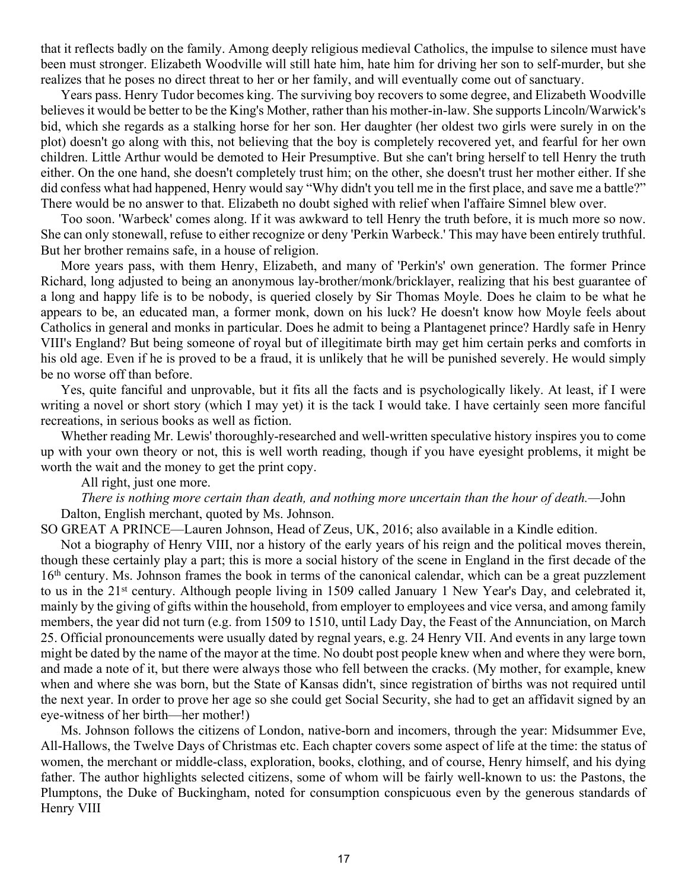that it reflects badly on the family. Among deeply religious medieval Catholics, the impulse to silence must have been must stronger. Elizabeth Woodville will still hate him, hate him for driving her son to self-murder, but she realizes that he poses no direct threat to her or her family, and will eventually come out of sanctuary.

Years pass. Henry Tudor becomes king. The surviving boy recovers to some degree, and Elizabeth Woodville believes it would be better to be the King's Mother, rather than his mother-in-law. She supports Lincoln/Warwick's bid, which she regards as a stalking horse for her son. Her daughter (her oldest two girls were surely in on the plot) doesn't go along with this, not believing that the boy is completely recovered yet, and fearful for her own children. Little Arthur would be demoted to Heir Presumptive. But she can't bring herself to tell Henry the truth either. On the one hand, she doesn't completely trust him; on the other, she doesn't trust her mother either. If she did confess what had happened, Henry would say "Why didn't you tell me in the first place, and save me a battle?" There would be no answer to that. Elizabeth no doubt sighed with relief when l'affaire Simnel blew over.

Too soon. 'Warbeck' comes along. If it was awkward to tell Henry the truth before, it is much more so now. She can only stonewall, refuse to either recognize or deny 'Perkin Warbeck.' This may have been entirely truthful. But her brother remains safe, in a house of religion.

More years pass, with them Henry, Elizabeth, and many of 'Perkin's' own generation. The former Prince Richard, long adjusted to being an anonymous lay-brother/monk/bricklayer, realizing that his best guarantee of a long and happy life is to be nobody, is queried closely by Sir Thomas Moyle. Does he claim to be what he appears to be, an educated man, a former monk, down on his luck? He doesn't know how Moyle feels about Catholics in general and monks in particular. Does he admit to being a Plantagenet prince? Hardly safe in Henry VIII's England? But being someone of royal but of illegitimate birth may get him certain perks and comforts in his old age. Even if he is proved to be a fraud, it is unlikely that he will be punished severely. He would simply be no worse off than before.

Yes, quite fanciful and unprovable, but it fits all the facts and is psychologically likely. At least, if I were writing a novel or short story (which I may yet) it is the tack I would take. I have certainly seen more fanciful recreations, in serious books as well as fiction.

Whether reading Mr. Lewis' thoroughly-researched and well-written speculative history inspires you to come up with your own theory or not, this is well worth reading, though if you have eyesight problems, it might be worth the wait and the money to get the print copy.

All right, just one more.

*There is nothing more certain than death, and nothing more uncertain than the hour of death.*—John Dalton, English merchant, quoted by Ms. Johnson.

SO GREAT A PRINCE—Lauren Johnson, Head of Zeus, UK, 2016; also available in a Kindle edition.

Not a biography of Henry VIII, nor a history of the early years of his reign and the political moves therein, though these certainly play a part; this is more a social history of the scene in England in the first decade of the 16th century. Ms. Johnson frames the book in terms of the canonical calendar, which can be a great puzzlement to us in the 21st century. Although people living in 1509 called January 1 New Year's Day, and celebrated it, mainly by the giving of gifts within the household, from employer to employees and vice versa, and among family members, the year did not turn (e.g. from 1509 to 1510, until Lady Day, the Feast of the Annunciation, on March 25. Official pronouncements were usually dated by regnal years, e.g. 24 Henry VII. And events in any large town might be dated by the name of the mayor at the time. No doubt post people knew when and where they were born, and made a note of it, but there were always those who fell between the cracks. (My mother, for example, knew when and where she was born, but the State of Kansas didn't, since registration of births was not required until the next year. In order to prove her age so she could get Social Security, she had to get an affidavit signed by an eye-witness of her birth—her mother!)

Ms. Johnson follows the citizens of London, native-born and incomers, through the year: Midsummer Eve, All-Hallows, the Twelve Days of Christmas etc. Each chapter covers some aspect of life at the time: the status of women, the merchant or middle-class, exploration, books, clothing, and of course, Henry himself, and his dying father. The author highlights selected citizens, some of whom will be fairly well-known to us: the Pastons, the Plumptons, the Duke of Buckingham, noted for consumption conspicuous even by the generous standards of Henry VIII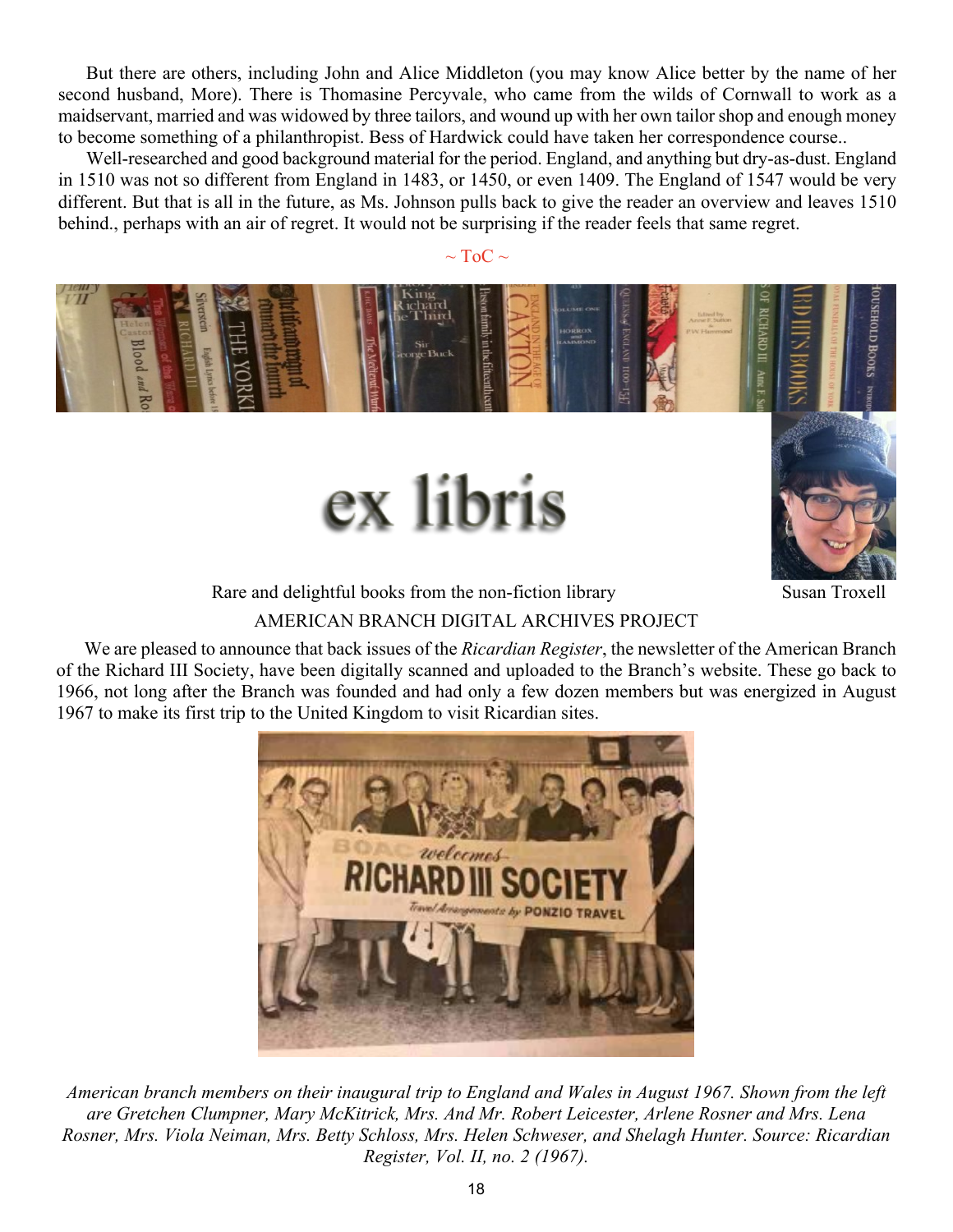But there are others, including John and Alice Middleton (you may know Alice better by the name of her second husband, More). There is Thomasine Percyvale, who came from the wilds of Cornwall to work as a maidservant, married and was widowed by three tailors, and wound up with her own tailor shop and enough money to become something of a philanthropist. Bess of Hardwick could have taken her correspondence course..

Well-researched and good background material for the period. England, and anything but dry-as-dust. England in 1510 was not so different from England in 1483, or 1450, or even 1409. The England of 1547 would be very different. But that is all in the future, as Ms. Johnson pulls back to give the reader an overview and leaves 1510 behind., perhaps with an air of regret. It would not be surprising if the reader feels that same regret.

~ ToC ~

# ex libris

Rare and delightful books from the non-fiction library

Susan Troxell

## AMERICAN BRANCH DIGITAL ARCHIVES PROJECT

We are pleased to announce that back issues of the *Ricardian Register*, the newsletter of the American Branch of the Richard III Society, have been digitally scanned and uploaded to the Branch's website. These go back to 1966, not long after the Branch was founded and had only a few dozen members but was energized in August 1967 to make its first trip to the United Kingdom to visit Ricardian sites.

*American branch members on their inaugural trip to England and Wales in August 1967. Shown from the left are Gretchen Clumpner, Mary McKitrick, Mrs. And Mr. Robert Leicester, Arlene Rosner and Mrs. Lena Rosner, Mrs. Viola Neiman, Mrs. Betty Schloss, Mrs. Helen Schweser, and Shelagh Hunter. Source: Ricardian Register, Vol. II, no. 2 (1967).*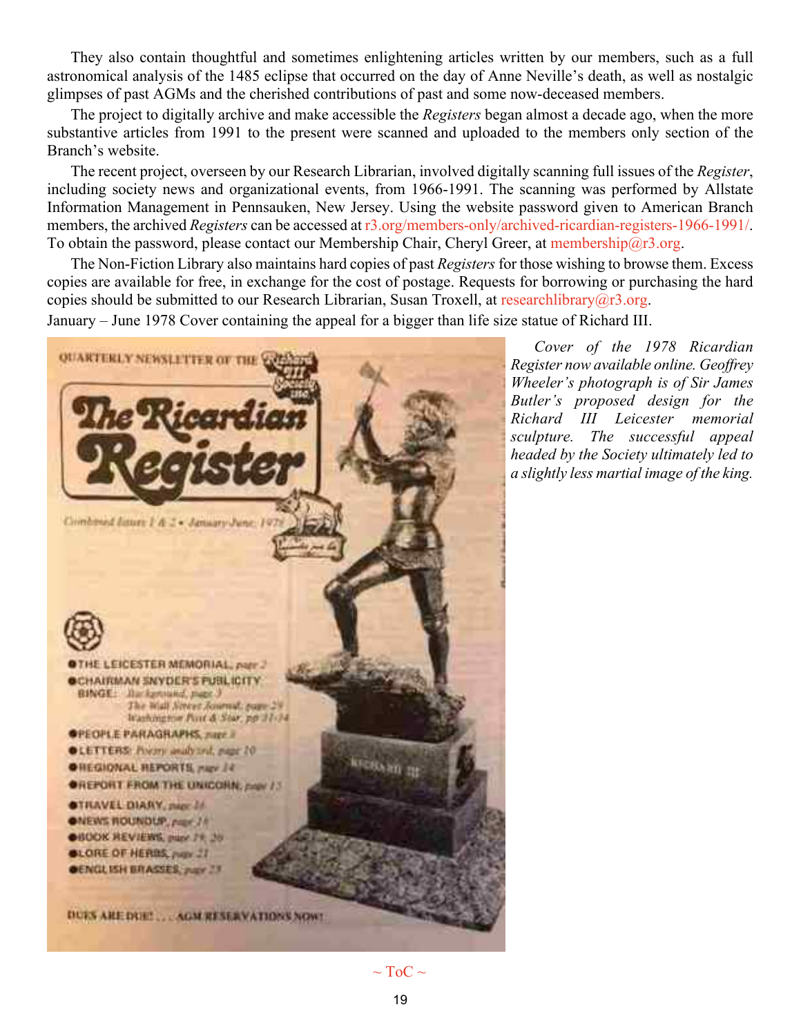They also contain thoughtful and sometimes enlightening articles written by our members, such as a full astronomical analysis of the 1485 eclipse that occurred on the day of Anne Neville's death, as well as nostalgic glimpses of past AGMs and the cherished contributions of past and some now-deceased members.

The project to digitally archive and make accessible the *Registers* began almost a decade ago, when the more substantive articles from 1991 to the present were scanned and uploaded to the members only section of the Branch's website.

The recent project, overseen by our Research Librarian, involved digitally scanning full issues of the *Register*, including society news and organizational events, from 1966-1991. The scanning was performed by Allstate Information Management in Pennsauken, New Jersey. Using the website password given to American Branch members, the archived *Registers* can be accessed at r3.org/members-only/archived-ricardian-registers-1966-1991/. To obtain the password, please contact our Membership Chair, Cheryl Greer, at membership@r3.org.

The Non-Fiction Library also maintains hard copies of past *Registers* for those wishing to browse them. Excess copies are available for free, in exchange for the cost of postage. Requests for borrowing or purchasing the hard copies should be submitted to our Research Librarian, Susan Troxell, at researchlibrary@r3.org.

January – June 1978 Cover containing the appeal for a bigger than life size statue of Richard III.

*Cover of the 1978 Ricardian Register now available online. Geoffrey Wheeler's photograph is of Sir James Butler's proposed design for the Richard III Leicester memorial sculpture. The successful appeal headed by the Society ultimately led to a slightly less martial image of the king.*

~ ToC ~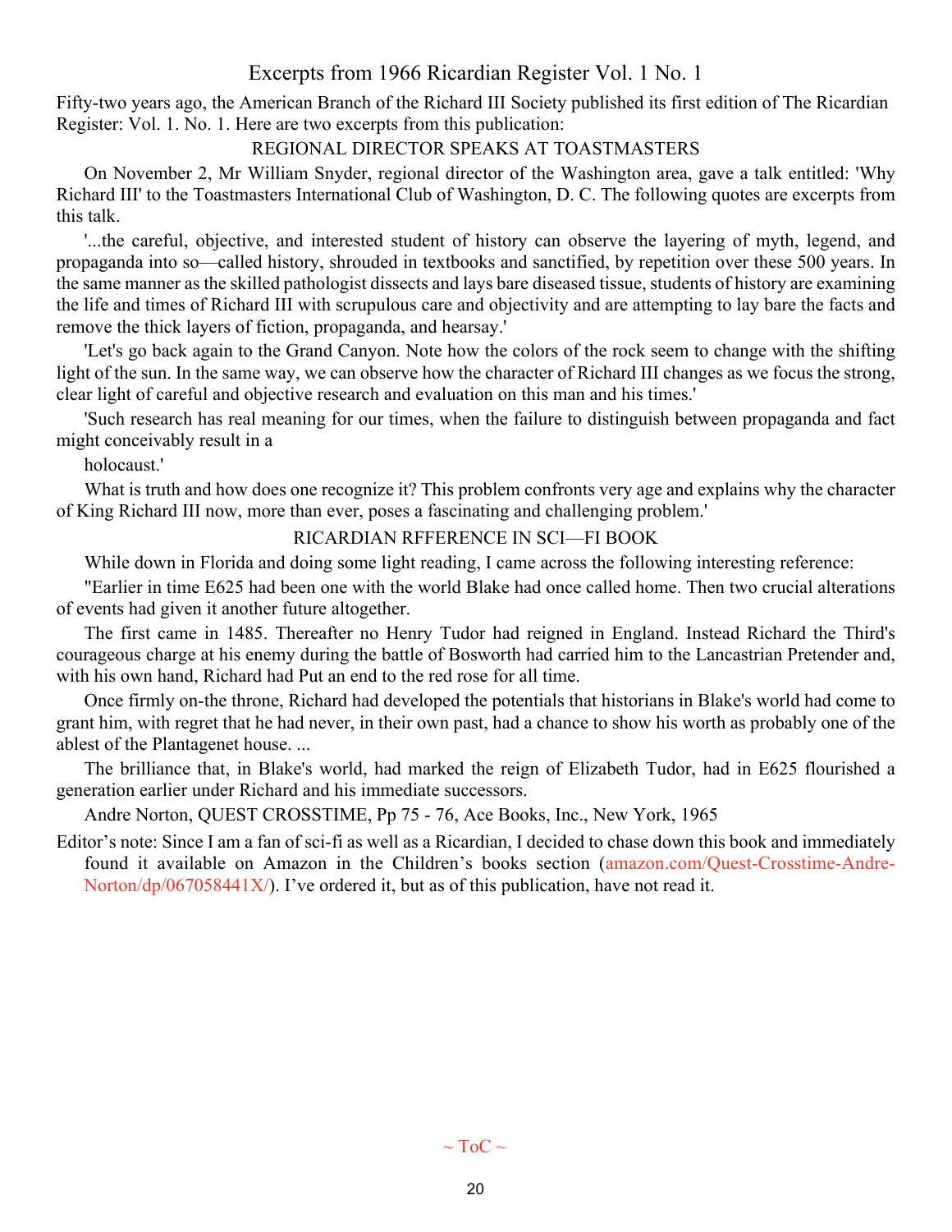# Excerpts from 1966 Ricardian Register Vol. 1 No. 1

Fifty-two years ago, the American Branch of the Richard III Society published its first edition of The Ricardian Register: Vol. 1. No. 1. Here are two excerpts from this publication:

## REGIONAL DIRECTOR SPEAKS AT TOASTMASTERS

On November 2, Mr William Snyder, regional director of the Washington area, gave a talk entitled: 'Why Richard III' to the Toastmasters International Club of Washington, D. C. The following quotes are excerpts from this talk.

'...the careful, objective, and interested student of history can observe the layering of myth, legend, and propaganda into so—called history, shrouded in textbooks and sanctified, by repetition over these 500 years. In the same manner as the skilled pathologist dissects and lays bare diseased tissue, students of history are examining the life and times of Richard III with scrupulous care and objectivity and are attempting to lay bare the facts and remove the thick layers of fiction, propaganda, and hearsay.'

'Let's go back again to the Grand Canyon. Note how the colors of the rock seem to change with the shifting light of the sun. In the same way, we can observe how the character of Richard III changes as we focus the strong, clear light of careful and objective research and evaluation on this man and his times.'

'Such research has real meaning for our times, when the failure to distinguish between propaganda and fact might conceivably result in a

holocaust.'

What is truth and how does one recognize it? This problem confronts very age and explains why the character of King Richard III now, more than ever, poses a fascinating and challenging problem.'

## RICARDIAN RFFERENCE IN SCI—FI BOOK

While down in Florida and doing some light reading, I came across the following interesting reference:

"Earlier in time E625 had been one with the world Blake had once called home. Then two crucial alterations of events had given it another future altogether.

The first came in 1485. Thereafter no Henry Tudor had reigned in England. Instead Richard the Third's courageous charge at his enemy during the battle of Bosworth had carried him to the Lancastrian Pretender and, with his own hand, Richard had Put an end to the red rose for all time.

Once firmly on-the throne, Richard had developed the potentials that historians in Blake's world had come to grant him, with regret that he had never, in their own past, had a chance to show his worth as probably one of the ablest of the Plantagenet house. ...

The brilliance that, in Blake's world, had marked the reign of Elizabeth Tudor, had in E625 flourished a generation earlier under Richard and his immediate successors.

Andre Norton, QUEST CROSSTIME, Pp 75 - 76, Ace Books, Inc., New York, 1965

Editor's note: Since I am a fan of sci-fi as well as a Ricardian, I decided to chase down this book and immediately found it available on Amazon in the Children's books section (amazon.com/Quest-Crosstime-Andre-Norton/dp/067058441X/). I've ordered it, but as of this publication, have not read it.

~ ToC ~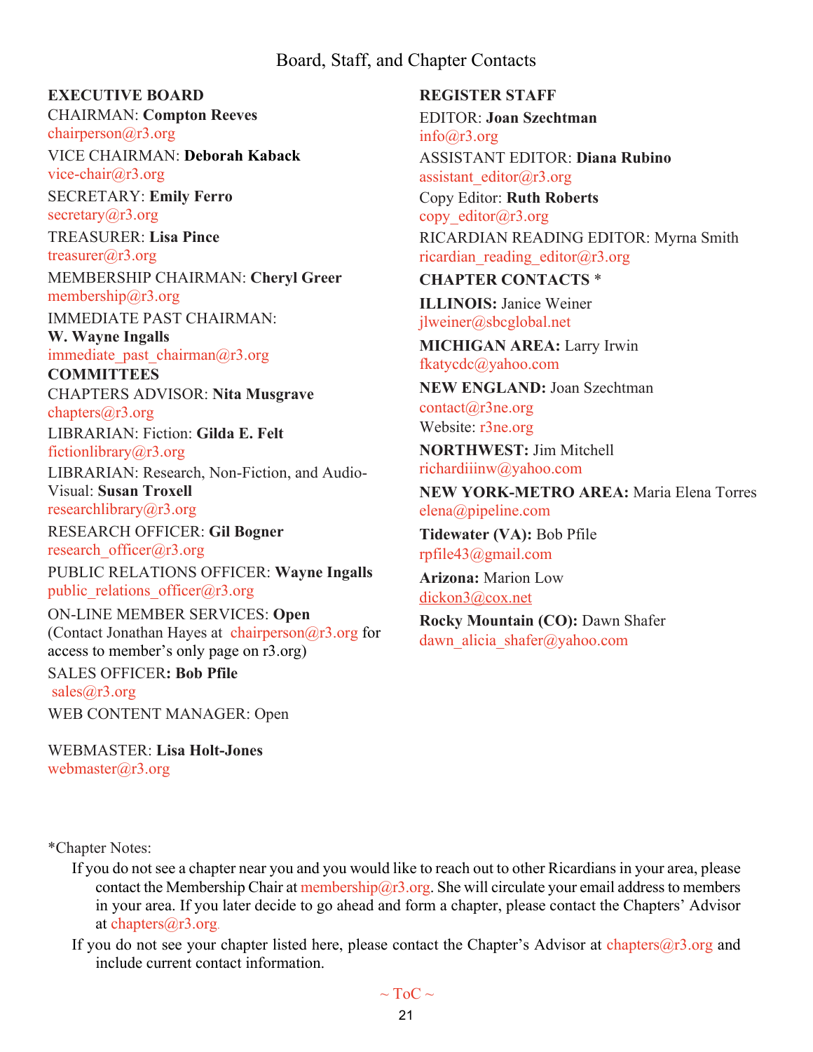# Board, Staff, and Chapter Contacts

**EXECUTIVE BOARD**

CHAIRMAN: **Compton Reeves**
chairperson@r3.org

VICE CHAIRMAN: **Deborah Kaback**
vice-chair@r3.org

SECRETARY: **Emily Ferro**
secretary@r3.org

TREASURER: **Lisa Pince**
treasurer@r3.org

MEMBERSHIP CHAIRMAN: **Cheryl Greer**
membership@r3.org

IMMEDIATE PAST CHAIRMAN:
**W. Wayne Ingalls**
immediate_past_chairman@r3.org

**COMMITTEES**

CHAPTERS ADVISOR: **Nita Musgrave**
chapters@r3.org

LIBRARIAN: Fiction: **Gilda E. Felt**
fictionlibrary@r3.org

LIBRARIAN: Research, Non-Fiction, and Audio-Visual: **Susan Troxell**
researchlibrary@r3.org

RESEARCH OFFICER: **Gil Bogner**
research_officer@r3.org

PUBLIC RELATIONS OFFICER: **Wayne Ingalls**
public_relations_officer@r3.org

ON-LINE MEMBER SERVICES: **Open**
(Contact Jonathan Hayes at chairperson@r3.org for access to member's only page on r3.org)

SALES OFFICER**: Bob Pfile**
sales@r3.org

WEB CONTENT MANAGER: Open

WEBMASTER: **Lisa Holt-Jones**
webmaster@r3.org

**REGISTER STAFF**

EDITOR: **Joan Szechtman**
info@r3.org

ASSISTANT EDITOR: **Diana Rubino**
assistant_editor@r3.org

Copy Editor: **Ruth Roberts**
copy_editor@r3.org

RICARDIAN READING EDITOR: Myrna Smith
ricardian_reading_editor@r3.org

**CHAPTER CONTACTS** *

**ILLINOIS:** Janice Weiner
jlweiner@sbcglobal.net

**MICHIGAN AREA:** Larry Irwin
fkatycdc@yahoo.com

**NEW ENGLAND:** Joan Szechtman
contact@r3ne.org
Website: r3ne.org

**NORTHWEST:** Jim Mitchell
richardiiinw@yahoo.com

**NEW YORK-METRO AREA:** Maria Elena Torres
elena@pipeline.com

**Tidewater (VA):** Bob Pfile
rpfile43@gmail.com

**Arizona:** Marion Low
dickon3@cox.net

**Rocky Mountain (CO):** Dawn Shafer
dawn_alicia_shafer@yahoo.com

*Chapter Notes:

If you do not see a chapter near you and you would like to reach out to other Ricardians in your area, please contact the Membership Chair at membership@r3.org. She will circulate your email address to members in your area. If you later decide to go ahead and form a chapter, please contact the Chapters' Advisor at chapters@r3.org.

If you do not see your chapter listed here, please contact the Chapter's Advisor at chapters@r3.org and include current contact information.

~ ToC ~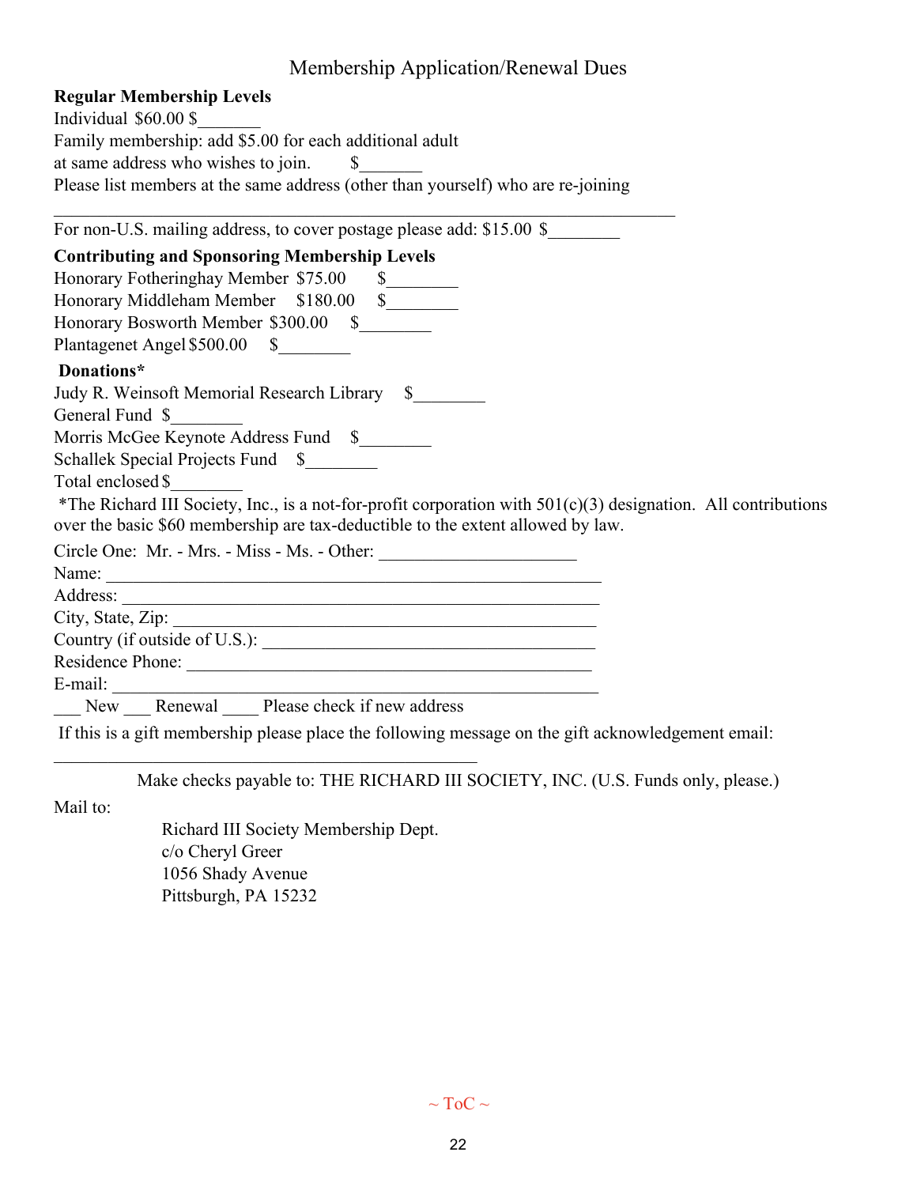# Membership Application/Renewal Dues

**Regular Membership Levels**

Individual $60.00 $_______

Family membership: add $5.00 for each additional adult at same address who wishes to join. $_______

Please list members at the same address (other than yourself) who are re-joining

_______________________________________________________________________

For non-U.S. mailing address, to cover postage please add: $15.00 $________

**Contributing and Sponsoring Membership Levels**

Honorary Fotheringhay Member $75.00 $________

Honorary Middleham Member $180.00 $________

Honorary Bosworth Member $300.00 $________

Plantagenet Angel $500.00 $________

**Donations***

Judy R. Weinsoft Memorial Research Library $________

General Fund $________

Morris McGee Keynote Address Fund $________

Schallek Special Projects Fund $________

Total enclosed $________

*The Richard III Society, Inc., is a not-for-profit corporation with 501(c)(3) designation. All contributions over the basic $60 membership are tax-deductible to the extent allowed by law.

Circle One: Mr. - Mrs. - Miss - Ms. - Other: ______________________

Name: _______________________________________________________

Address: _____________________________________________________

City, State, Zip: ________________________________________________

Country (if outside of U.S.): ______________________________________

Residence Phone: _______________________________________________

E-mail: ______________________________________________________

___ New ___ Renewal ____ Please check if new address

If this is a gift membership please place the following message on the gift acknowledgement email:

________________________________________________

Make checks payable to: THE RICHARD III SOCIETY, INC. (U.S. Funds only, please.)

Mail to:

Richard III Society Membership Dept.
c/o Cheryl Greer
1056 Shady Avenue
Pittsburgh, PA 15232

~ ToC ~